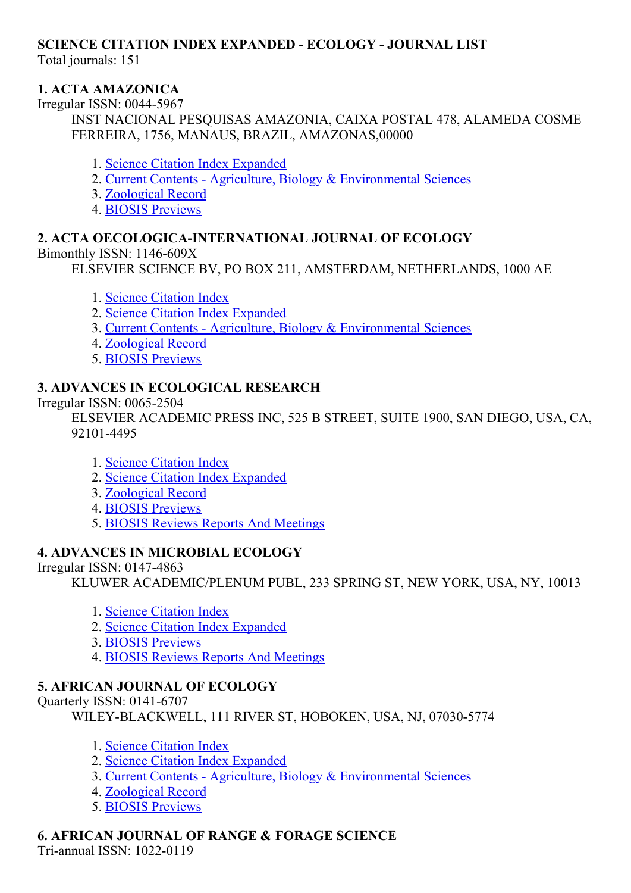**SCIENCE CITATION INDEX EXPANDED - ECOLOGY - JOURNAL LIST**
Total journals: 151

**1. ACTA AMAZONICA**
Irregular ISSN: 0044-5967
INST NACIONAL PESQUISAS AMAZONIA, CAIXA POSTAL 478, ALAMEDA COSME FERREIRA, 1756, MANAUS, BRAZIL, AMAZONAS,00000

1. Science Citation Index Expanded
2. Current Contents - Agriculture, Biology & Environmental Sciences
3. Zoological Record
4. BIOSIS Previews

**2. ACTA OECOLOGICA-INTERNATIONAL JOURNAL OF ECOLOGY**
Bimonthly ISSN: 1146-609X
ELSEVIER SCIENCE BV, PO BOX 211, AMSTERDAM, NETHERLANDS, 1000 AE

1. Science Citation Index
2. Science Citation Index Expanded
3. Current Contents - Agriculture, Biology & Environmental Sciences
4. Zoological Record
5. BIOSIS Previews

**3. ADVANCES IN ECOLOGICAL RESEARCH**
Irregular ISSN: 0065-2504
ELSEVIER ACADEMIC PRESS INC, 525 B STREET, SUITE 1900, SAN DIEGO, USA, CA, 92101-4495

1. Science Citation Index
2. Science Citation Index Expanded
3. Zoological Record
4. BIOSIS Previews
5. BIOSIS Reviews Reports And Meetings

**4. ADVANCES IN MICROBIAL ECOLOGY**
Irregular ISSN: 0147-4863
KLUWER ACADEMIC/PLENUM PUBL, 233 SPRING ST, NEW YORK, USA, NY, 10013

1. Science Citation Index
2. Science Citation Index Expanded
3. BIOSIS Previews
4. BIOSIS Reviews Reports And Meetings

**5. AFRICAN JOURNAL OF ECOLOGY**
Quarterly ISSN: 0141-6707
WILEY-BLACKWELL, 111 RIVER ST, HOBOKEN, USA, NJ, 07030-5774

1. Science Citation Index
2. Science Citation Index Expanded
3. Current Contents - Agriculture, Biology & Environmental Sciences
4. Zoological Record
5. BIOSIS Previews

**6. AFRICAN JOURNAL OF RANGE & FORAGE SCIENCE**
Tri-annual ISSN: 1022-0119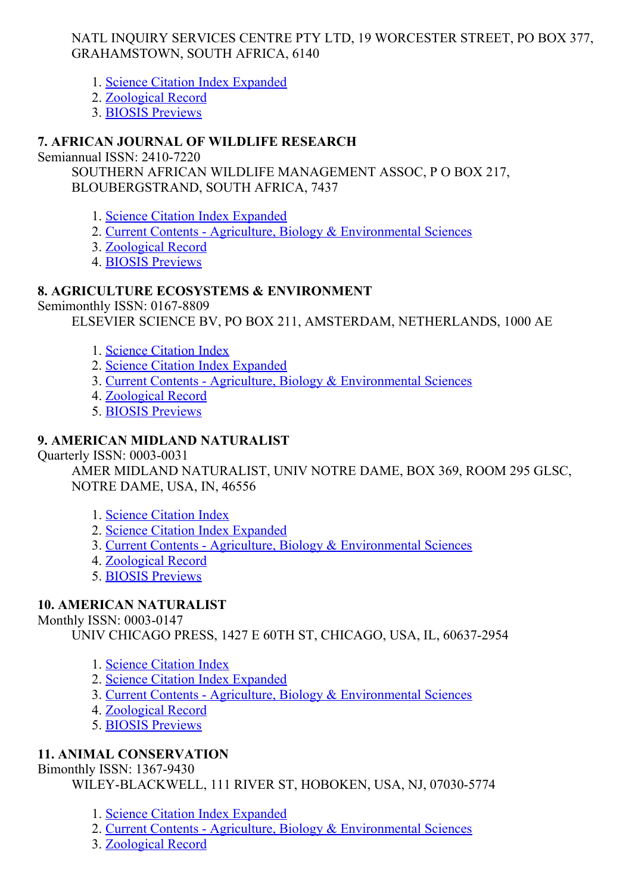NATL INQUIRY SERVICES CENTRE PTY LTD, 19 WORCESTER STREET, PO BOX 377, GRAHAMSTOWN, SOUTH AFRICA, 6140

1. Science Citation Index Expanded
2. Zoological Record
3. BIOSIS Previews

**7. AFRICAN JOURNAL OF WILDLIFE RESEARCH**

Semiannual ISSN: 2410-7220

SOUTHERN AFRICAN WILDLIFE MANAGEMENT ASSOC, P O BOX 217, BLOUBERGSTRAND, SOUTH AFRICA, 7437

1. Science Citation Index Expanded
2. Current Contents - Agriculture, Biology & Environmental Sciences
3. Zoological Record
4. BIOSIS Previews

**8. AGRICULTURE ECOSYSTEMS & ENVIRONMENT**

Semimonthly ISSN: 0167-8809

ELSEVIER SCIENCE BV, PO BOX 211, AMSTERDAM, NETHERLANDS, 1000 AE

1. Science Citation Index
2. Science Citation Index Expanded
3. Current Contents - Agriculture, Biology & Environmental Sciences
4. Zoological Record
5. BIOSIS Previews

**9. AMERICAN MIDLAND NATURALIST**

Quarterly ISSN: 0003-0031

AMER MIDLAND NATURALIST, UNIV NOTRE DAME, BOX 369, ROOM 295 GLSC, NOTRE DAME, USA, IN, 46556

1. Science Citation Index
2. Science Citation Index Expanded
3. Current Contents - Agriculture, Biology & Environmental Sciences
4. Zoological Record
5. BIOSIS Previews

**10. AMERICAN NATURALIST**

Monthly ISSN: 0003-0147

UNIV CHICAGO PRESS, 1427 E 60TH ST, CHICAGO, USA, IL, 60637-2954

1. Science Citation Index
2. Science Citation Index Expanded
3. Current Contents - Agriculture, Biology & Environmental Sciences
4. Zoological Record
5. BIOSIS Previews

**11. ANIMAL CONSERVATION**

Bimonthly ISSN: 1367-9430

WILEY-BLACKWELL, 111 RIVER ST, HOBOKEN, USA, NJ, 07030-5774

1. Science Citation Index Expanded
2. Current Contents - Agriculture, Biology & Environmental Sciences
3. Zoological Record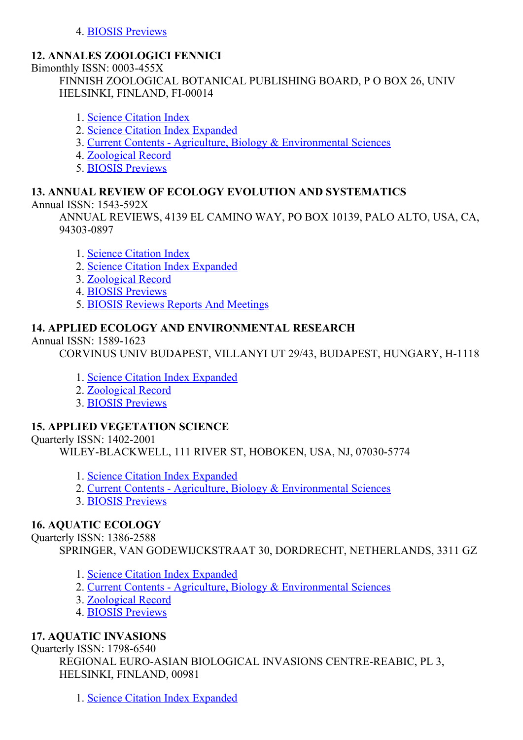4. BIOSIS Previews

### 12. ANNALES ZOOLOGICI FENNICI

Bimonthly ISSN: 0003-455X

FINNISH ZOOLOGICAL BOTANICAL PUBLISHING BOARD, P O BOX 26, UNIV HELSINKI, FINLAND, FI-00014

1. Science Citation Index
2. Science Citation Index Expanded
3. Current Contents - Agriculture, Biology & Environmental Sciences
4. Zoological Record
5. BIOSIS Previews

### 13. ANNUAL REVIEW OF ECOLOGY EVOLUTION AND SYSTEMATICS

Annual ISSN: 1543-592X

ANNUAL REVIEWS, 4139 EL CAMINO WAY, PO BOX 10139, PALO ALTO, USA, CA, 94303-0897

1. Science Citation Index
2. Science Citation Index Expanded
3. Zoological Record
4. BIOSIS Previews
5. BIOSIS Reviews Reports And Meetings

### 14. APPLIED ECOLOGY AND ENVIRONMENTAL RESEARCH

Annual ISSN: 1589-1623

CORVINUS UNIV BUDAPEST, VILLANYI UT 29/43, BUDAPEST, HUNGARY, H-1118

1. Science Citation Index Expanded
2. Zoological Record
3. BIOSIS Previews

### 15. APPLIED VEGETATION SCIENCE

Quarterly ISSN: 1402-2001

WILEY-BLACKWELL, 111 RIVER ST, HOBOKEN, USA, NJ, 07030-5774

1. Science Citation Index Expanded
2. Current Contents - Agriculture, Biology & Environmental Sciences
3. BIOSIS Previews

### 16. AQUATIC ECOLOGY

Quarterly ISSN: 1386-2588

SPRINGER, VAN GODEWIJCKSTRAAT 30, DORDRECHT, NETHERLANDS, 3311 GZ

1. Science Citation Index Expanded
2. Current Contents - Agriculture, Biology & Environmental Sciences
3. Zoological Record
4. BIOSIS Previews

### 17. AQUATIC INVASIONS

Quarterly ISSN: 1798-6540

REGIONAL EURO-ASIAN BIOLOGICAL INVASIONS CENTRE-REABIC, PL 3, HELSINKI, FINLAND, 00981

1. Science Citation Index Expanded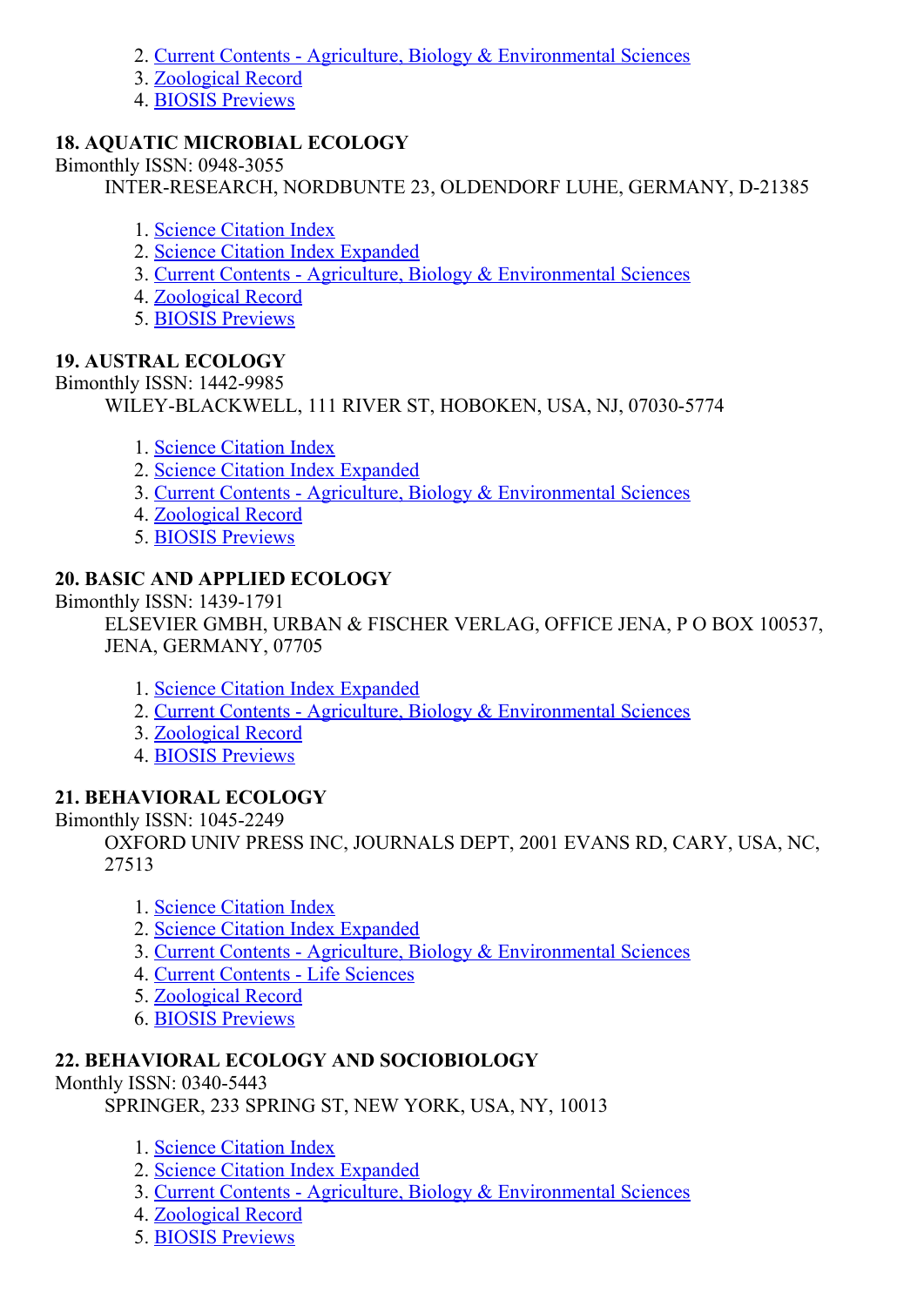2. Current Contents - Agriculture, Biology & Environmental Sciences
3. Zoological Record
4. BIOSIS Previews

**18. AQUATIC MICROBIAL ECOLOGY**

Bimonthly ISSN: 0948-3055

INTER-RESEARCH, NORDBUNTE 23, OLDENDORF LUHE, GERMANY, D-21385

1. Science Citation Index
2. Science Citation Index Expanded
3. Current Contents - Agriculture, Biology & Environmental Sciences
4. Zoological Record
5. BIOSIS Previews

**19. AUSTRAL ECOLOGY**

Bimonthly ISSN: 1442-9985

WILEY-BLACKWELL, 111 RIVER ST, HOBOKEN, USA, NJ, 07030-5774

1. Science Citation Index
2. Science Citation Index Expanded
3. Current Contents - Agriculture, Biology & Environmental Sciences
4. Zoological Record
5. BIOSIS Previews

**20. BASIC AND APPLIED ECOLOGY**

Bimonthly ISSN: 1439-1791

ELSEVIER GMBH, URBAN & FISCHER VERLAG, OFFICE JENA, P O BOX 100537, JENA, GERMANY, 07705

1. Science Citation Index Expanded
2. Current Contents - Agriculture, Biology & Environmental Sciences
3. Zoological Record
4. BIOSIS Previews

**21. BEHAVIORAL ECOLOGY**

Bimonthly ISSN: 1045-2249

OXFORD UNIV PRESS INC, JOURNALS DEPT, 2001 EVANS RD, CARY, USA, NC, 27513

1. Science Citation Index
2. Science Citation Index Expanded
3. Current Contents - Agriculture, Biology & Environmental Sciences
4. Current Contents - Life Sciences
5. Zoological Record
6. BIOSIS Previews

**22. BEHAVIORAL ECOLOGY AND SOCIOBIOLOGY**

Monthly ISSN: 0340-5443

SPRINGER, 233 SPRING ST, NEW YORK, USA, NY, 10013

1. Science Citation Index
2. Science Citation Index Expanded
3. Current Contents - Agriculture, Biology & Environmental Sciences
4. Zoological Record
5. BIOSIS Previews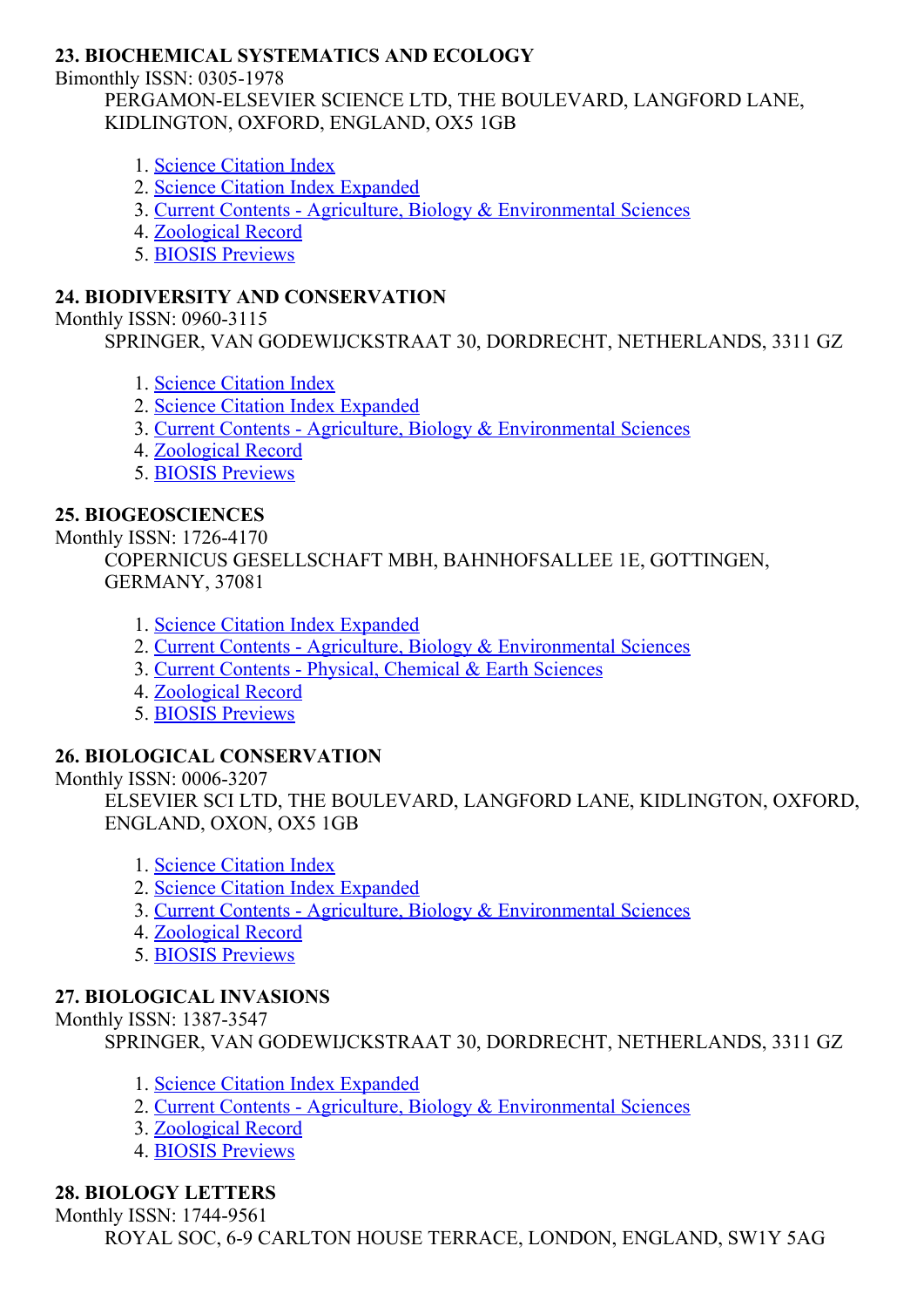**23. BIOCHEMICAL SYSTEMATICS AND ECOLOGY**

Bimonthly ISSN: 0305-1978

PERGAMON-ELSEVIER SCIENCE LTD, THE BOULEVARD, LANGFORD LANE, KIDLINGTON, OXFORD, ENGLAND, OX5 1GB

1. Science Citation Index
2. Science Citation Index Expanded
3. Current Contents - Agriculture, Biology & Environmental Sciences
4. Zoological Record
5. BIOSIS Previews

**24. BIODIVERSITY AND CONSERVATION**

Monthly ISSN: 0960-3115

SPRINGER, VAN GODEWIJCKSTRAAT 30, DORDRECHT, NETHERLANDS, 3311 GZ

1. Science Citation Index
2. Science Citation Index Expanded
3. Current Contents - Agriculture, Biology & Environmental Sciences
4. Zoological Record
5. BIOSIS Previews

**25. BIOGEOSCIENCES**

Monthly ISSN: 1726-4170

COPERNICUS GESELLSCHAFT MBH, BAHNHOFSALLEE 1E, GOTTINGEN, GERMANY, 37081

1. Science Citation Index Expanded
2. Current Contents - Agriculture, Biology & Environmental Sciences
3. Current Contents - Physical, Chemical & Earth Sciences
4. Zoological Record
5. BIOSIS Previews

**26. BIOLOGICAL CONSERVATION**

Monthly ISSN: 0006-3207

ELSEVIER SCI LTD, THE BOULEVARD, LANGFORD LANE, KIDLINGTON, OXFORD, ENGLAND, OXON, OX5 1GB

1. Science Citation Index
2. Science Citation Index Expanded
3. Current Contents - Agriculture, Biology & Environmental Sciences
4. Zoological Record
5. BIOSIS Previews

**27. BIOLOGICAL INVASIONS**

Monthly ISSN: 1387-3547

SPRINGER, VAN GODEWIJCKSTRAAT 30, DORDRECHT, NETHERLANDS, 3311 GZ

1. Science Citation Index Expanded
2. Current Contents - Agriculture, Biology & Environmental Sciences
3. Zoological Record
4. BIOSIS Previews

**28. BIOLOGY LETTERS**

Monthly ISSN: 1744-9561

ROYAL SOC, 6-9 CARLTON HOUSE TERRACE, LONDON, ENGLAND, SW1Y 5AG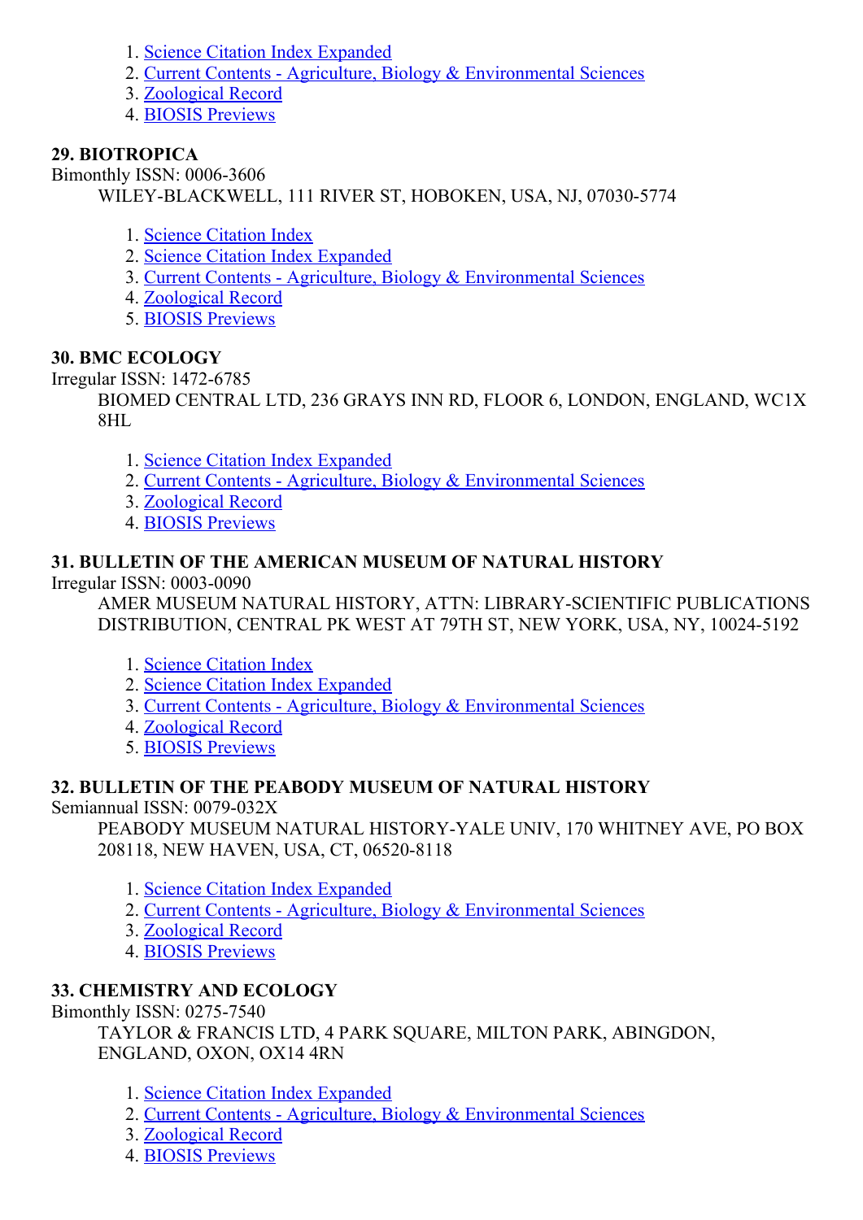1. Science Citation Index Expanded
2. Current Contents - Agriculture, Biology & Environmental Sciences
3. Zoological Record
4. BIOSIS Previews

**29. BIOTROPICA**

Bimonthly ISSN: 0006-3606

WILEY-BLACKWELL, 111 RIVER ST, HOBOKEN, USA, NJ, 07030-5774

1. Science Citation Index
2. Science Citation Index Expanded
3. Current Contents - Agriculture, Biology & Environmental Sciences
4. Zoological Record
5. BIOSIS Previews

**30. BMC ECOLOGY**

Irregular ISSN: 1472-6785

BIOMED CENTRAL LTD, 236 GRAYS INN RD, FLOOR 6, LONDON, ENGLAND, WC1X 8HL

1. Science Citation Index Expanded
2. Current Contents - Agriculture, Biology & Environmental Sciences
3. Zoological Record
4. BIOSIS Previews

**31. BULLETIN OF THE AMERICAN MUSEUM OF NATURAL HISTORY**

Irregular ISSN: 0003-0090

AMER MUSEUM NATURAL HISTORY, ATTN: LIBRARY-SCIENTIFIC PUBLICATIONS DISTRIBUTION, CENTRAL PK WEST AT 79TH ST, NEW YORK, USA, NY, 10024-5192

1. Science Citation Index
2. Science Citation Index Expanded
3. Current Contents - Agriculture, Biology & Environmental Sciences
4. Zoological Record
5. BIOSIS Previews

**32. BULLETIN OF THE PEABODY MUSEUM OF NATURAL HISTORY**

Semiannual ISSN: 0079-032X

PEABODY MUSEUM NATURAL HISTORY-YALE UNIV, 170 WHITNEY AVE, PO BOX 208118, NEW HAVEN, USA, CT, 06520-8118

1. Science Citation Index Expanded
2. Current Contents - Agriculture, Biology & Environmental Sciences
3. Zoological Record
4. BIOSIS Previews

**33. CHEMISTRY AND ECOLOGY**

Bimonthly ISSN: 0275-7540

TAYLOR & FRANCIS LTD, 4 PARK SQUARE, MILTON PARK, ABINGDON, ENGLAND, OXON, OX14 4RN

1. Science Citation Index Expanded
2. Current Contents - Agriculture, Biology & Environmental Sciences
3. Zoological Record
4. BIOSIS Previews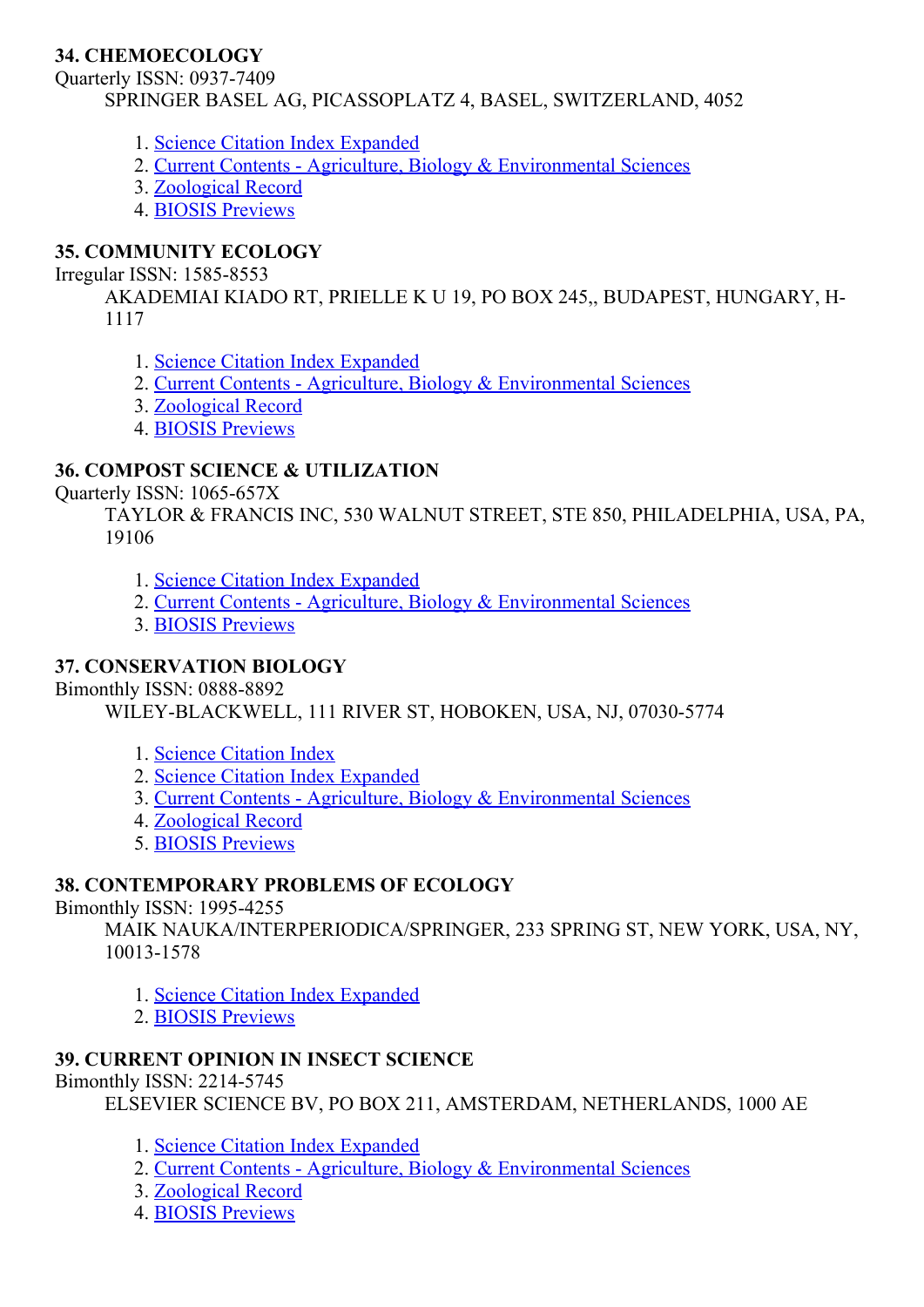**34. CHEMOECOLOGY**

Quarterly ISSN: 0937-7409

SPRINGER BASEL AG, PICASSOPLATZ 4, BASEL, SWITZERLAND, 4052

1. Science Citation Index Expanded
2. Current Contents - Agriculture, Biology & Environmental Sciences
3. Zoological Record
4. BIOSIS Previews

**35. COMMUNITY ECOLOGY**

Irregular ISSN: 1585-8553

AKADEMIAI KIADO RT, PRIELLE K U 19, PO BOX 245,, BUDAPEST, HUNGARY, H-1117

1. Science Citation Index Expanded
2. Current Contents - Agriculture, Biology & Environmental Sciences
3. Zoological Record
4. BIOSIS Previews

**36. COMPOST SCIENCE & UTILIZATION**

Quarterly ISSN: 1065-657X

TAYLOR & FRANCIS INC, 530 WALNUT STREET, STE 850, PHILADELPHIA, USA, PA, 19106

1. Science Citation Index Expanded
2. Current Contents - Agriculture, Biology & Environmental Sciences
3. BIOSIS Previews

**37. CONSERVATION BIOLOGY**

Bimonthly ISSN: 0888-8892

WILEY-BLACKWELL, 111 RIVER ST, HOBOKEN, USA, NJ, 07030-5774

1. Science Citation Index
2. Science Citation Index Expanded
3. Current Contents - Agriculture, Biology & Environmental Sciences
4. Zoological Record
5. BIOSIS Previews

**38. CONTEMPORARY PROBLEMS OF ECOLOGY**

Bimonthly ISSN: 1995-4255

MAIK NAUKA/INTERPERIODICA/SPRINGER, 233 SPRING ST, NEW YORK, USA, NY, 10013-1578

1. Science Citation Index Expanded
2. BIOSIS Previews

**39. CURRENT OPINION IN INSECT SCIENCE**

Bimonthly ISSN: 2214-5745

ELSEVIER SCIENCE BV, PO BOX 211, AMSTERDAM, NETHERLANDS, 1000 AE

1. Science Citation Index Expanded
2. Current Contents - Agriculture, Biology & Environmental Sciences
3. Zoological Record
4. BIOSIS Previews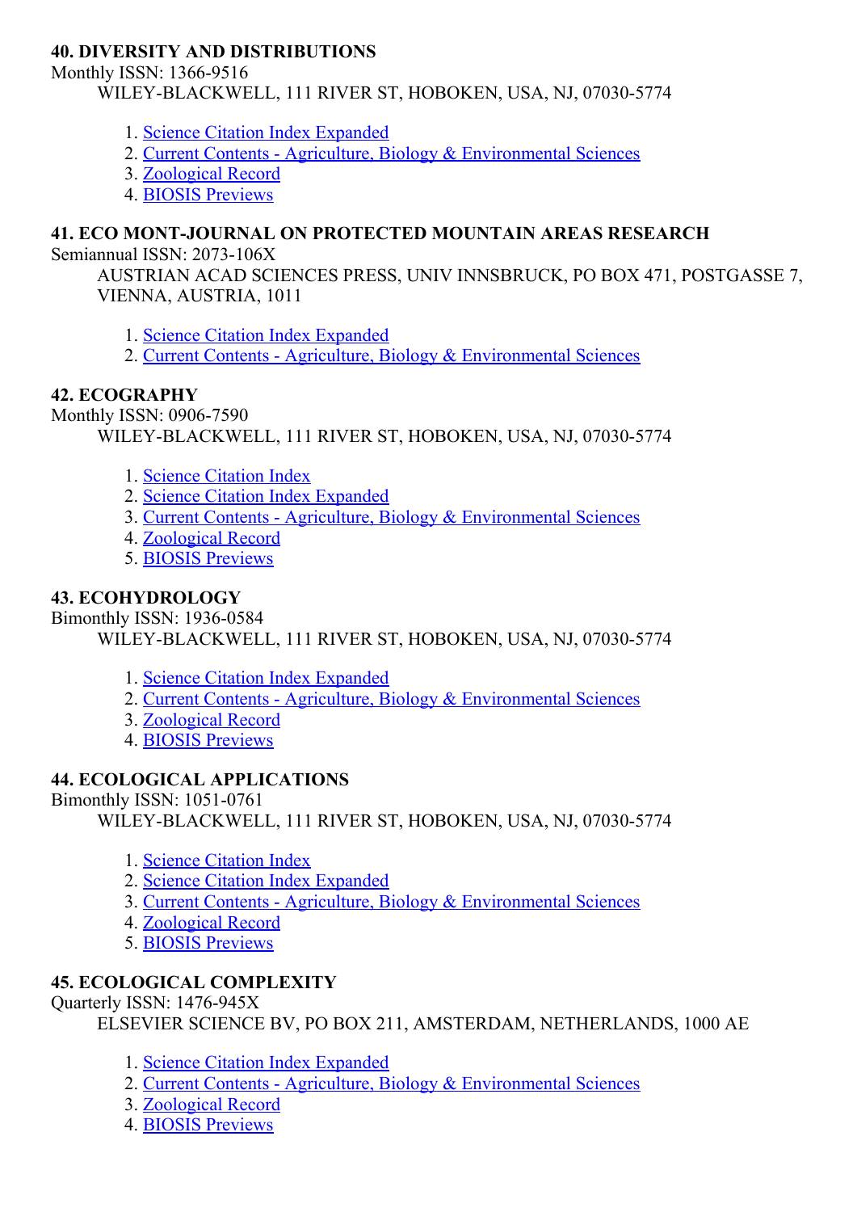**40. DIVERSITY AND DISTRIBUTIONS**

Monthly ISSN: 1366-9516

WILEY-BLACKWELL, 111 RIVER ST, HOBOKEN, USA, NJ, 07030-5774

1. Science Citation Index Expanded
2. Current Contents - Agriculture, Biology & Environmental Sciences
3. Zoological Record
4. BIOSIS Previews

**41. ECO MONT-JOURNAL ON PROTECTED MOUNTAIN AREAS RESEARCH**

Semiannual ISSN: 2073-106X

AUSTRIAN ACAD SCIENCES PRESS, UNIV INNSBRUCK, PO BOX 471, POSTGASSE 7, VIENNA, AUSTRIA, 1011

1. Science Citation Index Expanded
2. Current Contents - Agriculture, Biology & Environmental Sciences

**42. ECOGRAPHY**

Monthly ISSN: 0906-7590

WILEY-BLACKWELL, 111 RIVER ST, HOBOKEN, USA, NJ, 07030-5774

1. Science Citation Index
2. Science Citation Index Expanded
3. Current Contents - Agriculture, Biology & Environmental Sciences
4. Zoological Record
5. BIOSIS Previews

**43. ECOHYDROLOGY**

Bimonthly ISSN: 1936-0584

WILEY-BLACKWELL, 111 RIVER ST, HOBOKEN, USA, NJ, 07030-5774

1. Science Citation Index Expanded
2. Current Contents - Agriculture, Biology & Environmental Sciences
3. Zoological Record
4. BIOSIS Previews

**44. ECOLOGICAL APPLICATIONS**

Bimonthly ISSN: 1051-0761

WILEY-BLACKWELL, 111 RIVER ST, HOBOKEN, USA, NJ, 07030-5774

1. Science Citation Index
2. Science Citation Index Expanded
3. Current Contents - Agriculture, Biology & Environmental Sciences
4. Zoological Record
5. BIOSIS Previews

**45. ECOLOGICAL COMPLEXITY**

Quarterly ISSN: 1476-945X

ELSEVIER SCIENCE BV, PO BOX 211, AMSTERDAM, NETHERLANDS, 1000 AE

1. Science Citation Index Expanded
2. Current Contents - Agriculture, Biology & Environmental Sciences
3. Zoological Record
4. BIOSIS Previews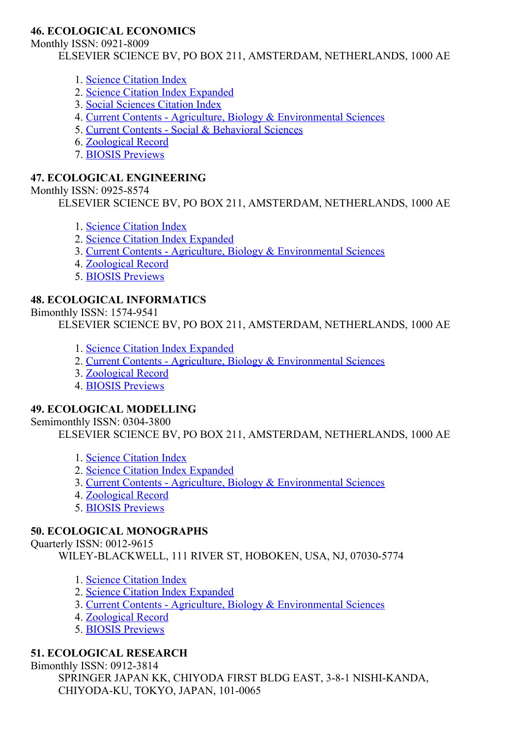**46. ECOLOGICAL ECONOMICS**

Monthly ISSN: 0921-8009

ELSEVIER SCIENCE BV, PO BOX 211, AMSTERDAM, NETHERLANDS, 1000 AE

1. Science Citation Index
2. Science Citation Index Expanded
3. Social Sciences Citation Index
4. Current Contents - Agriculture, Biology & Environmental Sciences
5. Current Contents - Social & Behavioral Sciences
6. Zoological Record
7. BIOSIS Previews

**47. ECOLOGICAL ENGINEERING**

Monthly ISSN: 0925-8574

ELSEVIER SCIENCE BV, PO BOX 211, AMSTERDAM, NETHERLANDS, 1000 AE

1. Science Citation Index
2. Science Citation Index Expanded
3. Current Contents - Agriculture, Biology & Environmental Sciences
4. Zoological Record
5. BIOSIS Previews

**48. ECOLOGICAL INFORMATICS**

Bimonthly ISSN: 1574-9541

ELSEVIER SCIENCE BV, PO BOX 211, AMSTERDAM, NETHERLANDS, 1000 AE

1. Science Citation Index Expanded
2. Current Contents - Agriculture, Biology & Environmental Sciences
3. Zoological Record
4. BIOSIS Previews

**49. ECOLOGICAL MODELLING**

Semimonthly ISSN: 0304-3800

ELSEVIER SCIENCE BV, PO BOX 211, AMSTERDAM, NETHERLANDS, 1000 AE

1. Science Citation Index
2. Science Citation Index Expanded
3. Current Contents - Agriculture, Biology & Environmental Sciences
4. Zoological Record
5. BIOSIS Previews

**50. ECOLOGICAL MONOGRAPHS**

Quarterly ISSN: 0012-9615

WILEY-BLACKWELL, 111 RIVER ST, HOBOKEN, USA, NJ, 07030-5774

1. Science Citation Index
2. Science Citation Index Expanded
3. Current Contents - Agriculture, Biology & Environmental Sciences
4. Zoological Record
5. BIOSIS Previews

**51. ECOLOGICAL RESEARCH**

Bimonthly ISSN: 0912-3814

SPRINGER JAPAN KK, CHIYODA FIRST BLDG EAST, 3-8-1 NISHI-KANDA, CHIYODA-KU, TOKYO, JAPAN, 101-0065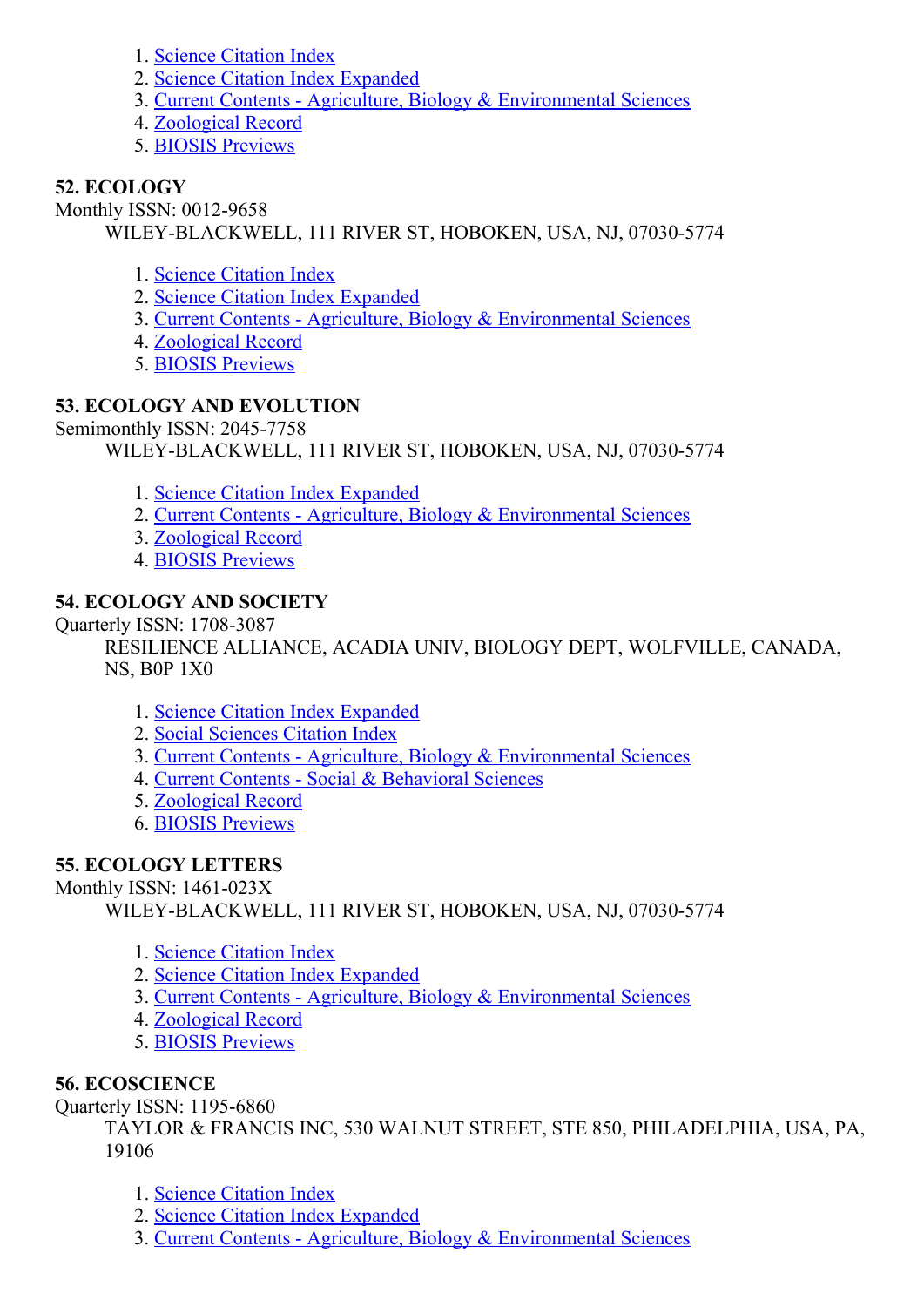1. Science Citation Index
2. Science Citation Index Expanded
3. Current Contents - Agriculture, Biology & Environmental Sciences
4. Zoological Record
5. BIOSIS Previews

**52. ECOLOGY**

Monthly ISSN: 0012-9658

WILEY-BLACKWELL, 111 RIVER ST, HOBOKEN, USA, NJ, 07030-5774

1. Science Citation Index
2. Science Citation Index Expanded
3. Current Contents - Agriculture, Biology & Environmental Sciences
4. Zoological Record
5. BIOSIS Previews

**53. ECOLOGY AND EVOLUTION**

Semimonthly ISSN: 2045-7758

WILEY-BLACKWELL, 111 RIVER ST, HOBOKEN, USA, NJ, 07030-5774

1. Science Citation Index Expanded
2. Current Contents - Agriculture, Biology & Environmental Sciences
3. Zoological Record
4. BIOSIS Previews

**54. ECOLOGY AND SOCIETY**

Quarterly ISSN: 1708-3087

RESILIENCE ALLIANCE, ACADIA UNIV, BIOLOGY DEPT, WOLFVILLE, CANADA, NS, B0P 1X0

1. Science Citation Index Expanded
2. Social Sciences Citation Index
3. Current Contents - Agriculture, Biology & Environmental Sciences
4. Current Contents - Social & Behavioral Sciences
5. Zoological Record
6. BIOSIS Previews

**55. ECOLOGY LETTERS**

Monthly ISSN: 1461-023X

WILEY-BLACKWELL, 111 RIVER ST, HOBOKEN, USA, NJ, 07030-5774

1. Science Citation Index
2. Science Citation Index Expanded
3. Current Contents - Agriculture, Biology & Environmental Sciences
4. Zoological Record
5. BIOSIS Previews

**56. ECOSCIENCE**

Quarterly ISSN: 1195-6860

TAYLOR & FRANCIS INC, 530 WALNUT STREET, STE 850, PHILADELPHIA, USA, PA, 19106

1. Science Citation Index
2. Science Citation Index Expanded
3. Current Contents - Agriculture, Biology & Environmental Sciences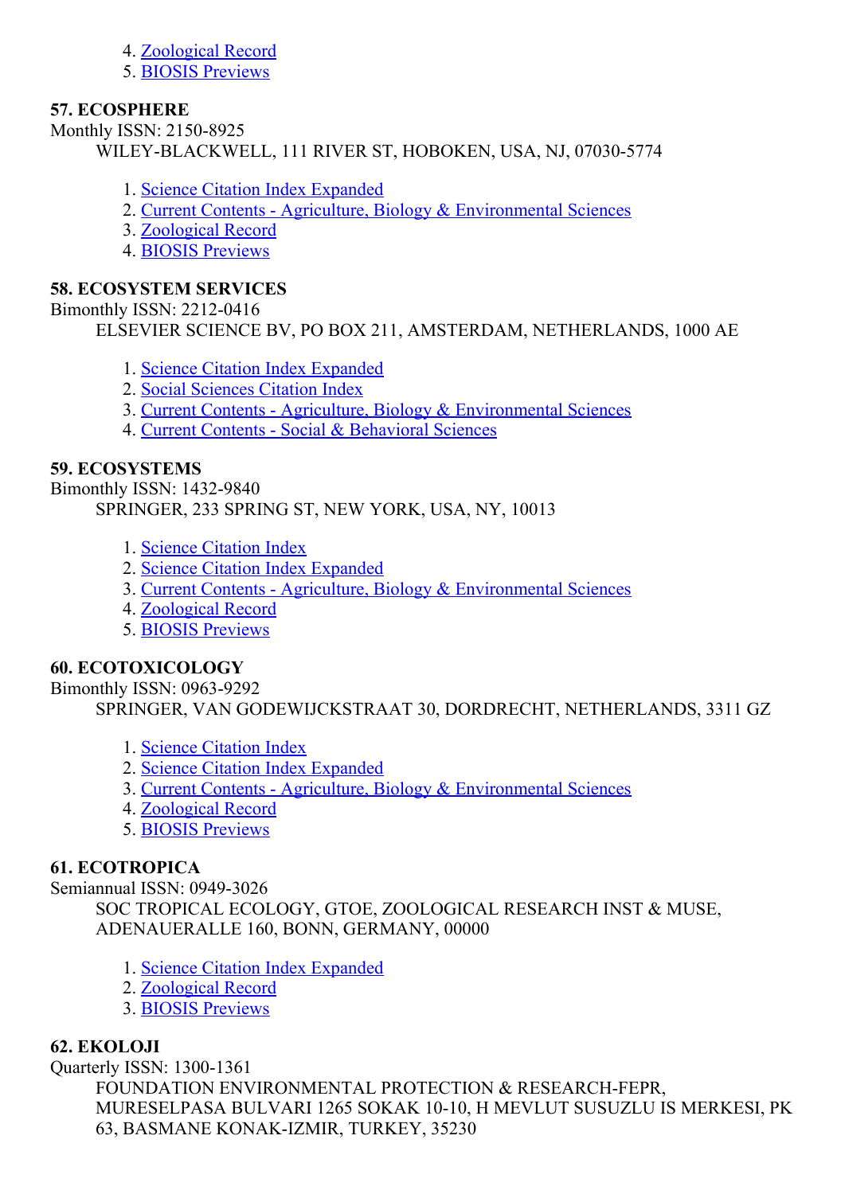4. Zoological Record
5. BIOSIS Previews

**57. ECOSPHERE**

Monthly ISSN: 2150-8925

WILEY-BLACKWELL, 111 RIVER ST, HOBOKEN, USA, NJ, 07030-5774

1. Science Citation Index Expanded
2. Current Contents - Agriculture, Biology & Environmental Sciences
3. Zoological Record
4. BIOSIS Previews

**58. ECOSYSTEM SERVICES**

Bimonthly ISSN: 2212-0416

ELSEVIER SCIENCE BV, PO BOX 211, AMSTERDAM, NETHERLANDS, 1000 AE

1. Science Citation Index Expanded
2. Social Sciences Citation Index
3. Current Contents - Agriculture, Biology & Environmental Sciences
4. Current Contents - Social & Behavioral Sciences

**59. ECOSYSTEMS**

Bimonthly ISSN: 1432-9840

SPRINGER, 233 SPRING ST, NEW YORK, USA, NY, 10013

1. Science Citation Index
2. Science Citation Index Expanded
3. Current Contents - Agriculture, Biology & Environmental Sciences
4. Zoological Record
5. BIOSIS Previews

**60. ECOTOXICOLOGY**

Bimonthly ISSN: 0963-9292

SPRINGER, VAN GODEWIJCKSTRAAT 30, DORDRECHT, NETHERLANDS, 3311 GZ

1. Science Citation Index
2. Science Citation Index Expanded
3. Current Contents - Agriculture, Biology & Environmental Sciences
4. Zoological Record
5. BIOSIS Previews

**61. ECOTROPICA**

Semiannual ISSN: 0949-3026

SOC TROPICAL ECOLOGY, GTOE, ZOOLOGICAL RESEARCH INST & MUSE, ADENAUERALLE 160, BONN, GERMANY, 00000

1. Science Citation Index Expanded
2. Zoological Record
3. BIOSIS Previews

**62. EKOLOJI**

Quarterly ISSN: 1300-1361

FOUNDATION ENVIRONMENTAL PROTECTION & RESEARCH-FEPR, MURESELPASA BULVARI 1265 SOKAK 10-10, H MEVLUT SUSUZLU IS MERKESI, PK 63, BASMANE KONAK-IZMIR, TURKEY, 35230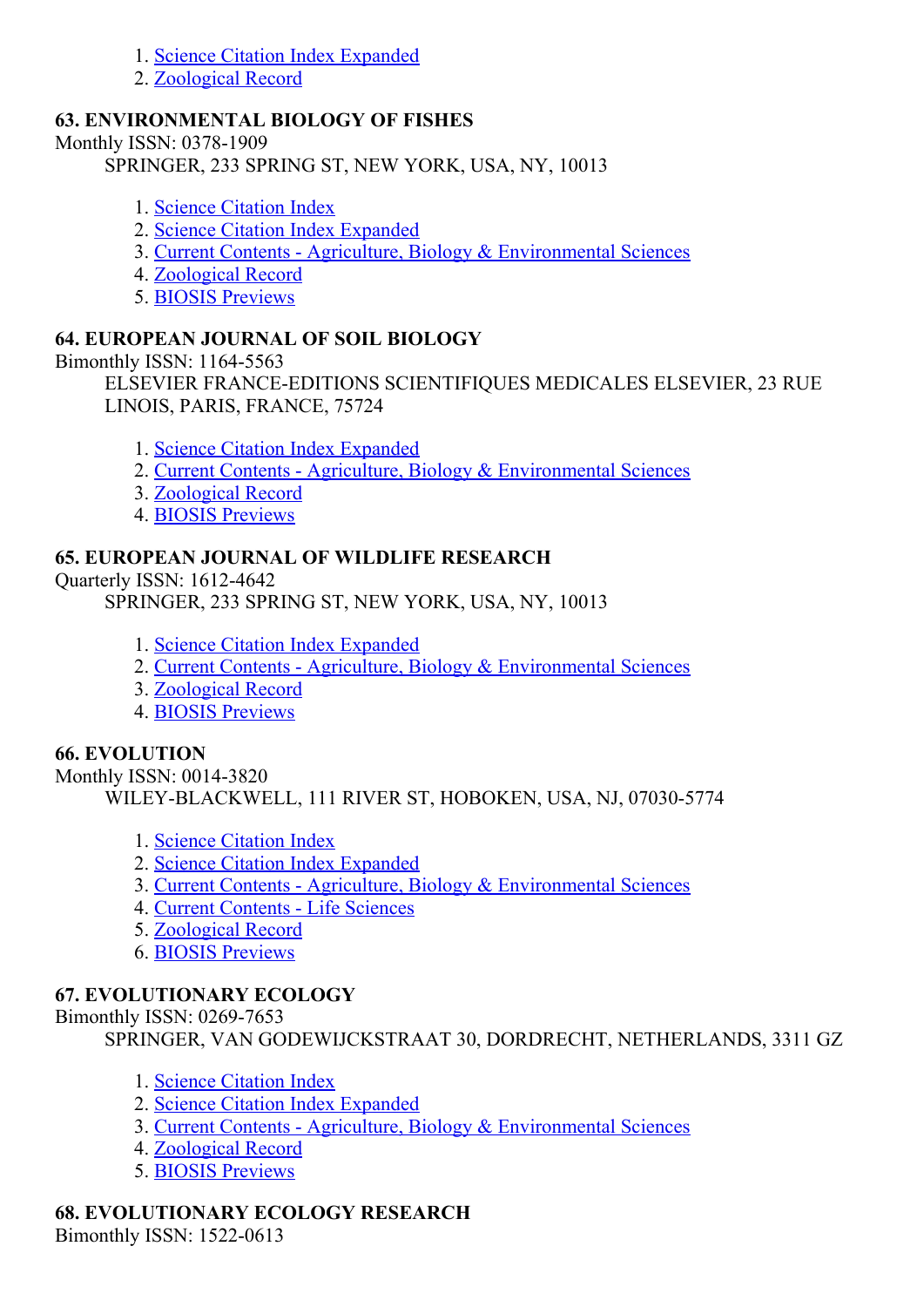1. Science Citation Index Expanded
2. Zoological Record

### 63. ENVIRONMENTAL BIOLOGY OF FISHES

Monthly ISSN: 0378-1909

SPRINGER, 233 SPRING ST, NEW YORK, USA, NY, 10013

1. Science Citation Index
2. Science Citation Index Expanded
3. Current Contents - Agriculture, Biology & Environmental Sciences
4. Zoological Record
5. BIOSIS Previews

### 64. EUROPEAN JOURNAL OF SOIL BIOLOGY

Bimonthly ISSN: 1164-5563

ELSEVIER FRANCE-EDITIONS SCIENTIFIQUES MEDICALES ELSEVIER, 23 RUE LINOIS, PARIS, FRANCE, 75724

1. Science Citation Index Expanded
2. Current Contents - Agriculture, Biology & Environmental Sciences
3. Zoological Record
4. BIOSIS Previews

### 65. EUROPEAN JOURNAL OF WILDLIFE RESEARCH

Quarterly ISSN: 1612-4642

SPRINGER, 233 SPRING ST, NEW YORK, USA, NY, 10013

1. Science Citation Index Expanded
2. Current Contents - Agriculture, Biology & Environmental Sciences
3. Zoological Record
4. BIOSIS Previews

### 66. EVOLUTION

Monthly ISSN: 0014-3820

WILEY-BLACKWELL, 111 RIVER ST, HOBOKEN, USA, NJ, 07030-5774

1. Science Citation Index
2. Science Citation Index Expanded
3. Current Contents - Agriculture, Biology & Environmental Sciences
4. Current Contents - Life Sciences
5. Zoological Record
6. BIOSIS Previews

### 67. EVOLUTIONARY ECOLOGY

Bimonthly ISSN: 0269-7653

SPRINGER, VAN GODEWIJCKSTRAAT 30, DORDRECHT, NETHERLANDS, 3311 GZ

1. Science Citation Index
2. Science Citation Index Expanded
3. Current Contents - Agriculture, Biology & Environmental Sciences
4. Zoological Record
5. BIOSIS Previews

### 68. EVOLUTIONARY ECOLOGY RESEARCH

Bimonthly ISSN: 1522-0613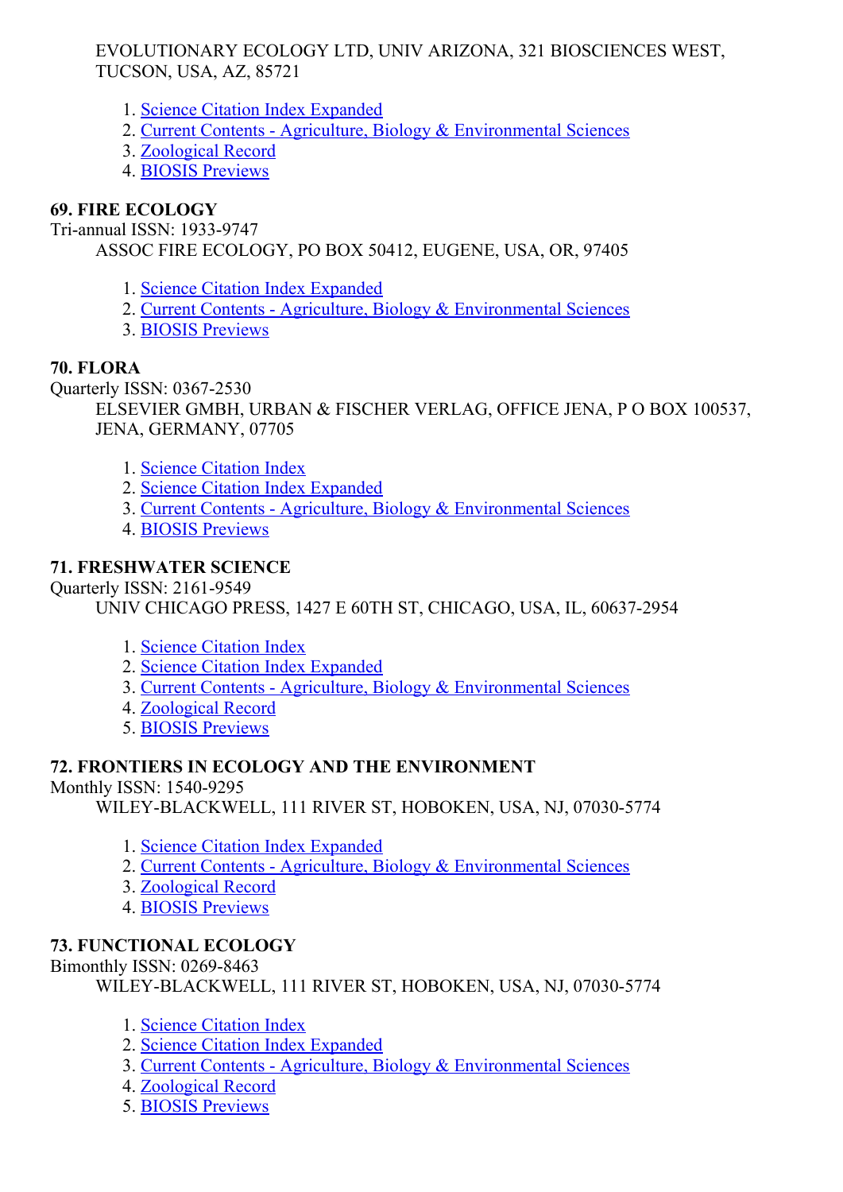EVOLUTIONARY ECOLOGY LTD, UNIV ARIZONA, 321 BIOSCIENCES WEST, TUCSON, USA, AZ, 85721

1. Science Citation Index Expanded
2. Current Contents - Agriculture, Biology & Environmental Sciences
3. Zoological Record
4. BIOSIS Previews

**69. FIRE ECOLOGY**
Tri-annual ISSN: 1933-9747
ASSOC FIRE ECOLOGY, PO BOX 50412, EUGENE, USA, OR, 97405

1. Science Citation Index Expanded
2. Current Contents - Agriculture, Biology & Environmental Sciences
3. BIOSIS Previews

**70. FLORA**
Quarterly ISSN: 0367-2530
ELSEVIER GMBH, URBAN & FISCHER VERLAG, OFFICE JENA, P O BOX 100537, JENA, GERMANY, 07705

1. Science Citation Index
2. Science Citation Index Expanded
3. Current Contents - Agriculture, Biology & Environmental Sciences
4. BIOSIS Previews

**71. FRESHWATER SCIENCE**
Quarterly ISSN: 2161-9549
UNIV CHICAGO PRESS, 1427 E 60TH ST, CHICAGO, USA, IL, 60637-2954

1. Science Citation Index
2. Science Citation Index Expanded
3. Current Contents - Agriculture, Biology & Environmental Sciences
4. Zoological Record
5. BIOSIS Previews

**72. FRONTIERS IN ECOLOGY AND THE ENVIRONMENT**
Monthly ISSN: 1540-9295
WILEY-BLACKWELL, 111 RIVER ST, HOBOKEN, USA, NJ, 07030-5774

1. Science Citation Index Expanded
2. Current Contents - Agriculture, Biology & Environmental Sciences
3. Zoological Record
4. BIOSIS Previews

**73. FUNCTIONAL ECOLOGY**
Bimonthly ISSN: 0269-8463
WILEY-BLACKWELL, 111 RIVER ST, HOBOKEN, USA, NJ, 07030-5774

1. Science Citation Index
2. Science Citation Index Expanded
3. Current Contents - Agriculture, Biology & Environmental Sciences
4. Zoological Record
5. BIOSIS Previews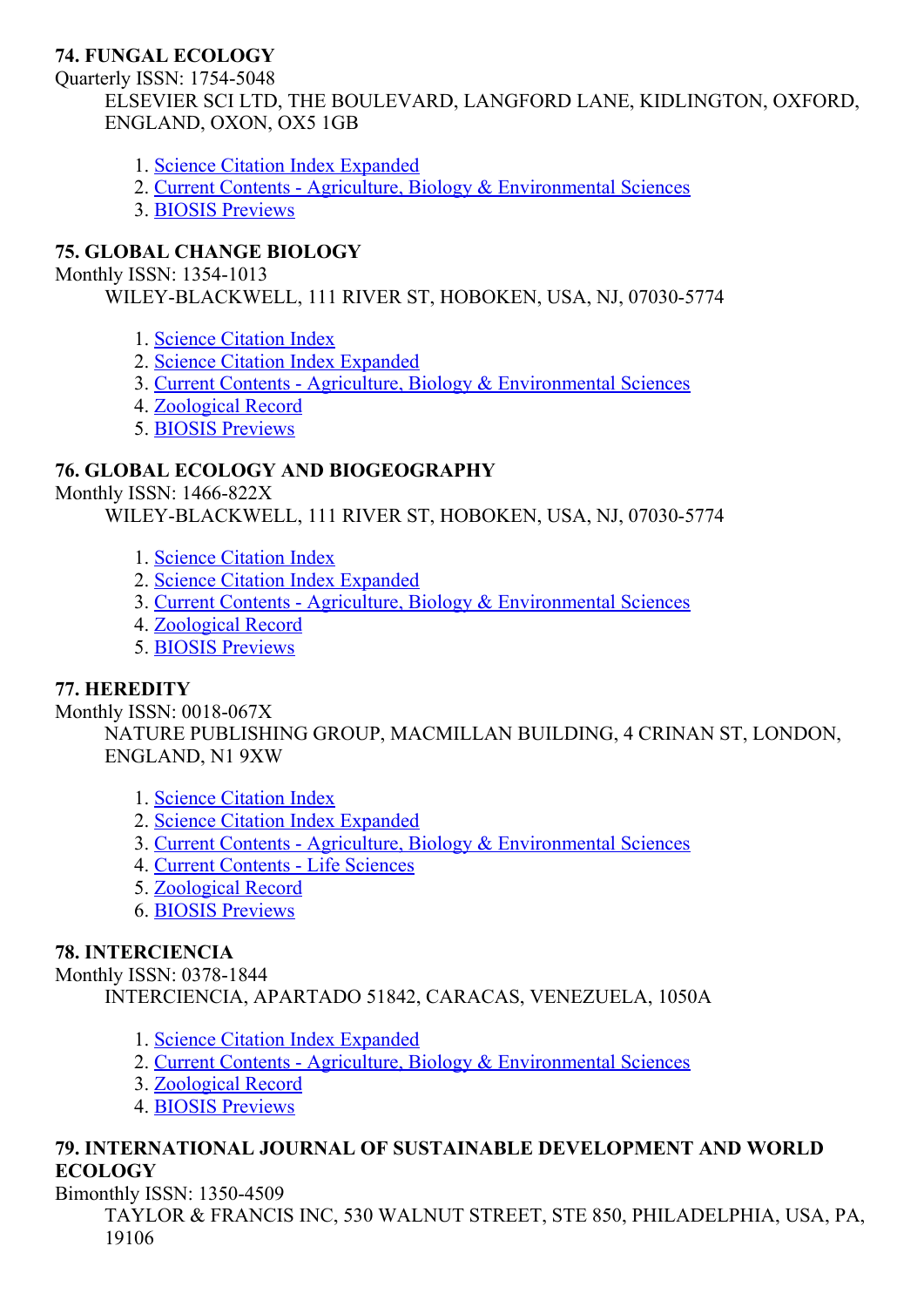**74. FUNGAL ECOLOGY**

Quarterly ISSN: 1754-5048

ELSEVIER SCI LTD, THE BOULEVARD, LANGFORD LANE, KIDLINGTON, OXFORD, ENGLAND, OXON, OX5 1GB

1. Science Citation Index Expanded
2. Current Contents - Agriculture, Biology & Environmental Sciences
3. BIOSIS Previews

**75. GLOBAL CHANGE BIOLOGY**

Monthly ISSN: 1354-1013

WILEY-BLACKWELL, 111 RIVER ST, HOBOKEN, USA, NJ, 07030-5774

1. Science Citation Index
2. Science Citation Index Expanded
3. Current Contents - Agriculture, Biology & Environmental Sciences
4. Zoological Record
5. BIOSIS Previews

**76. GLOBAL ECOLOGY AND BIOGEOGRAPHY**

Monthly ISSN: 1466-822X

WILEY-BLACKWELL, 111 RIVER ST, HOBOKEN, USA, NJ, 07030-5774

1. Science Citation Index
2. Science Citation Index Expanded
3. Current Contents - Agriculture, Biology & Environmental Sciences
4. Zoological Record
5. BIOSIS Previews

**77. HEREDITY**

Monthly ISSN: 0018-067X

NATURE PUBLISHING GROUP, MACMILLAN BUILDING, 4 CRINAN ST, LONDON, ENGLAND, N1 9XW

1. Science Citation Index
2. Science Citation Index Expanded
3. Current Contents - Agriculture, Biology & Environmental Sciences
4. Current Contents - Life Sciences
5. Zoological Record
6. BIOSIS Previews

**78. INTERCIENCIA**

Monthly ISSN: 0378-1844

INTERCIENCIA, APARTADO 51842, CARACAS, VENEZUELA, 1050A

1. Science Citation Index Expanded
2. Current Contents - Agriculture, Biology & Environmental Sciences
3. Zoological Record
4. BIOSIS Previews

**79. INTERNATIONAL JOURNAL OF SUSTAINABLE DEVELOPMENT AND WORLD ECOLOGY**

Bimonthly ISSN: 1350-4509

TAYLOR & FRANCIS INC, 530 WALNUT STREET, STE 850, PHILADELPHIA, USA, PA, 19106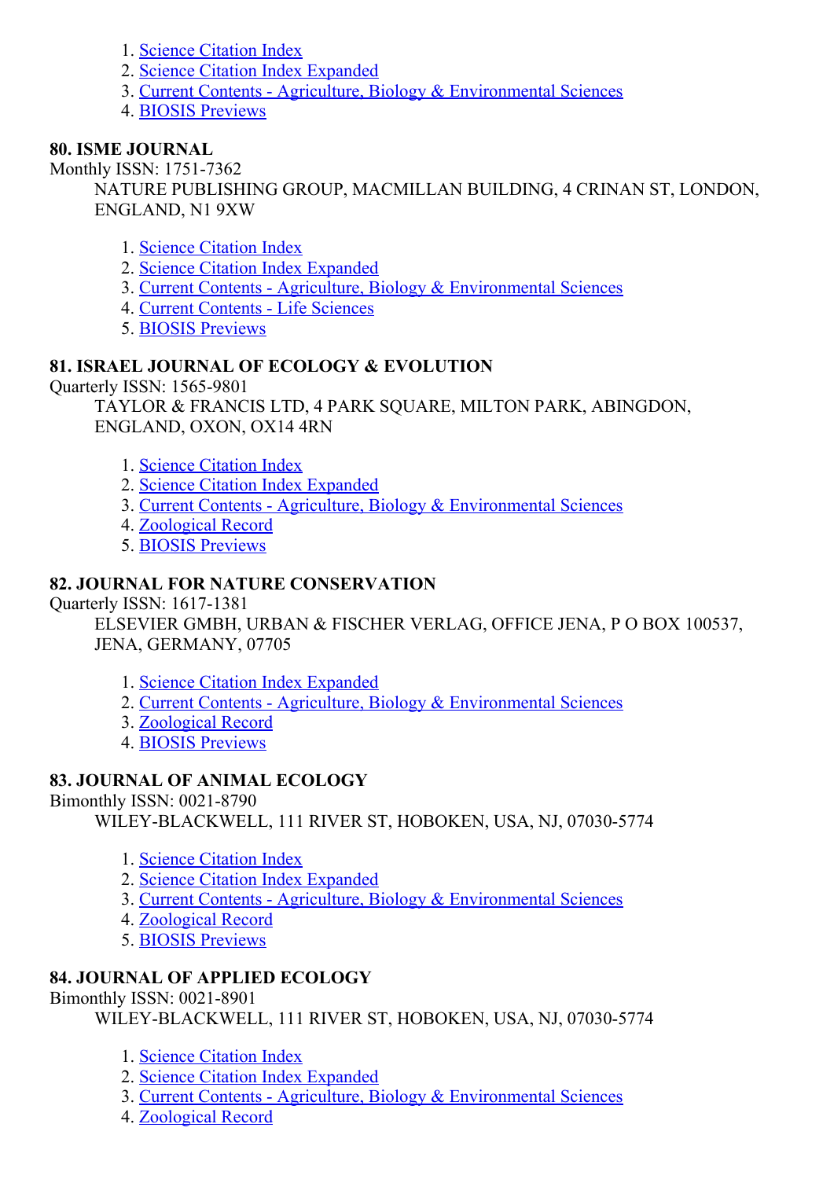1. Science Citation Index
2. Science Citation Index Expanded
3. Current Contents - Agriculture, Biology & Environmental Sciences
4. BIOSIS Previews

**80. ISME JOURNAL**

Monthly ISSN: 1751-7362

NATURE PUBLISHING GROUP, MACMILLAN BUILDING, 4 CRINAN ST, LONDON, ENGLAND, N1 9XW

1. Science Citation Index
2. Science Citation Index Expanded
3. Current Contents - Agriculture, Biology & Environmental Sciences
4. Current Contents - Life Sciences
5. BIOSIS Previews

**81. ISRAEL JOURNAL OF ECOLOGY & EVOLUTION**

Quarterly ISSN: 1565-9801

TAYLOR & FRANCIS LTD, 4 PARK SQUARE, MILTON PARK, ABINGDON, ENGLAND, OXON, OX14 4RN

1. Science Citation Index
2. Science Citation Index Expanded
3. Current Contents - Agriculture, Biology & Environmental Sciences
4. Zoological Record
5. BIOSIS Previews

**82. JOURNAL FOR NATURE CONSERVATION**

Quarterly ISSN: 1617-1381

ELSEVIER GMBH, URBAN & FISCHER VERLAG, OFFICE JENA, P O BOX 100537, JENA, GERMANY, 07705

1. Science Citation Index Expanded
2. Current Contents - Agriculture, Biology & Environmental Sciences
3. Zoological Record
4. BIOSIS Previews

**83. JOURNAL OF ANIMAL ECOLOGY**

Bimonthly ISSN: 0021-8790

WILEY-BLACKWELL, 111 RIVER ST, HOBOKEN, USA, NJ, 07030-5774

1. Science Citation Index
2. Science Citation Index Expanded
3. Current Contents - Agriculture, Biology & Environmental Sciences
4. Zoological Record
5. BIOSIS Previews

**84. JOURNAL OF APPLIED ECOLOGY**

Bimonthly ISSN: 0021-8901

WILEY-BLACKWELL, 111 RIVER ST, HOBOKEN, USA, NJ, 07030-5774

1. Science Citation Index
2. Science Citation Index Expanded
3. Current Contents - Agriculture, Biology & Environmental Sciences
4. Zoological Record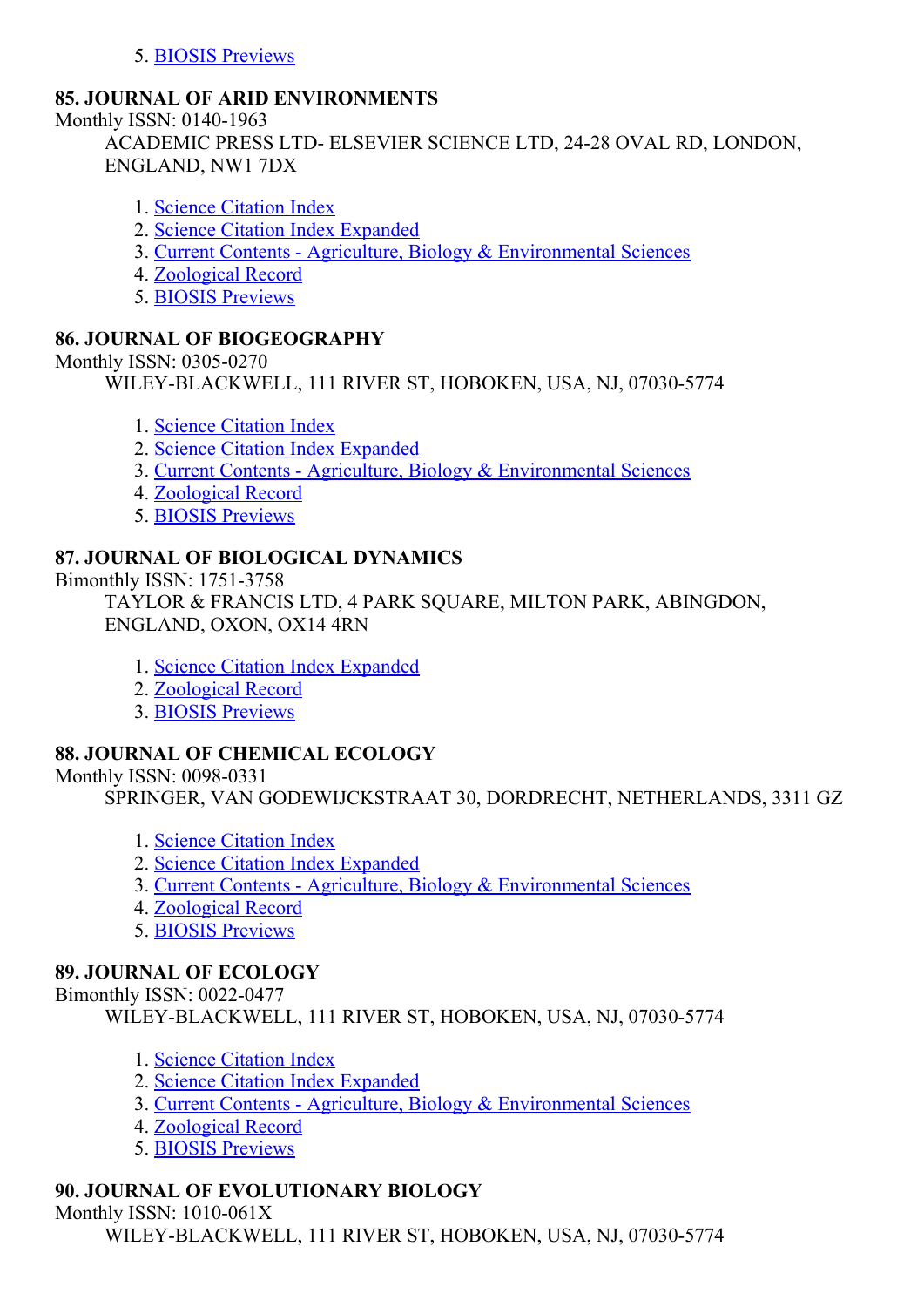5. BIOSIS Previews

**85. JOURNAL OF ARID ENVIRONMENTS**

Monthly ISSN: 0140-1963

ACADEMIC PRESS LTD- ELSEVIER SCIENCE LTD, 24-28 OVAL RD, LONDON, ENGLAND, NW1 7DX

1. Science Citation Index
2. Science Citation Index Expanded
3. Current Contents - Agriculture, Biology & Environmental Sciences
4. Zoological Record
5. BIOSIS Previews

**86. JOURNAL OF BIOGEOGRAPHY**

Monthly ISSN: 0305-0270

WILEY-BLACKWELL, 111 RIVER ST, HOBOKEN, USA, NJ, 07030-5774

1. Science Citation Index
2. Science Citation Index Expanded
3. Current Contents - Agriculture, Biology & Environmental Sciences
4. Zoological Record
5. BIOSIS Previews

**87. JOURNAL OF BIOLOGICAL DYNAMICS**

Bimonthly ISSN: 1751-3758

TAYLOR & FRANCIS LTD, 4 PARK SQUARE, MILTON PARK, ABINGDON, ENGLAND, OXON, OX14 4RN

1. Science Citation Index Expanded
2. Zoological Record
3. BIOSIS Previews

**88. JOURNAL OF CHEMICAL ECOLOGY**

Monthly ISSN: 0098-0331

SPRINGER, VAN GODEWIJCKSTRAAT 30, DORDRECHT, NETHERLANDS, 3311 GZ

1. Science Citation Index
2. Science Citation Index Expanded
3. Current Contents - Agriculture, Biology & Environmental Sciences
4. Zoological Record
5. BIOSIS Previews

**89. JOURNAL OF ECOLOGY**

Bimonthly ISSN: 0022-0477

WILEY-BLACKWELL, 111 RIVER ST, HOBOKEN, USA, NJ, 07030-5774

1. Science Citation Index
2. Science Citation Index Expanded
3. Current Contents - Agriculture, Biology & Environmental Sciences
4. Zoological Record
5. BIOSIS Previews

**90. JOURNAL OF EVOLUTIONARY BIOLOGY**

Monthly ISSN: 1010-061X

WILEY-BLACKWELL, 111 RIVER ST, HOBOKEN, USA, NJ, 07030-5774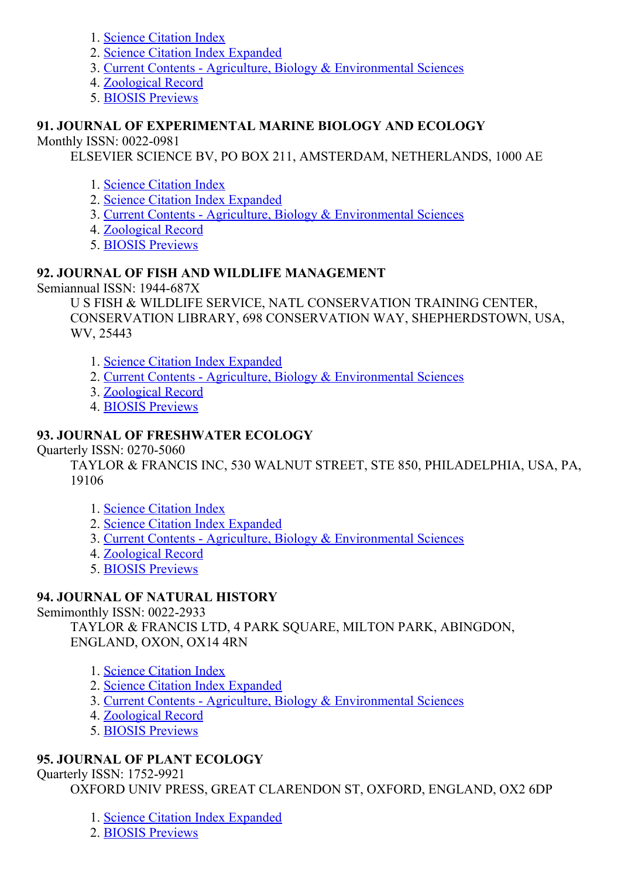1. Science Citation Index
2. Science Citation Index Expanded
3. Current Contents - Agriculture, Biology & Environmental Sciences
4. Zoological Record
5. BIOSIS Previews

### 91. JOURNAL OF EXPERIMENTAL MARINE BIOLOGY AND ECOLOGY

Monthly ISSN: 0022-0981

ELSEVIER SCIENCE BV, PO BOX 211, AMSTERDAM, NETHERLANDS, 1000 AE

1. Science Citation Index
2. Science Citation Index Expanded
3. Current Contents - Agriculture, Biology & Environmental Sciences
4. Zoological Record
5. BIOSIS Previews

### 92. JOURNAL OF FISH AND WILDLIFE MANAGEMENT

Semiannual ISSN: 1944-687X

U S FISH & WILDLIFE SERVICE, NATL CONSERVATION TRAINING CENTER, CONSERVATION LIBRARY, 698 CONSERVATION WAY, SHEPHERDSTOWN, USA, WV, 25443

1. Science Citation Index Expanded
2. Current Contents - Agriculture, Biology & Environmental Sciences
3. Zoological Record
4. BIOSIS Previews

### 93. JOURNAL OF FRESHWATER ECOLOGY

Quarterly ISSN: 0270-5060

TAYLOR & FRANCIS INC, 530 WALNUT STREET, STE 850, PHILADELPHIA, USA, PA, 19106

1. Science Citation Index
2. Science Citation Index Expanded
3. Current Contents - Agriculture, Biology & Environmental Sciences
4. Zoological Record
5. BIOSIS Previews

### 94. JOURNAL OF NATURAL HISTORY

Semimonthly ISSN: 0022-2933

TAYLOR & FRANCIS LTD, 4 PARK SQUARE, MILTON PARK, ABINGDON, ENGLAND, OXON, OX14 4RN

1. Science Citation Index
2. Science Citation Index Expanded
3. Current Contents - Agriculture, Biology & Environmental Sciences
4. Zoological Record
5. BIOSIS Previews

### 95. JOURNAL OF PLANT ECOLOGY

Quarterly ISSN: 1752-9921

OXFORD UNIV PRESS, GREAT CLARENDON ST, OXFORD, ENGLAND, OX2 6DP

1. Science Citation Index Expanded
2. BIOSIS Previews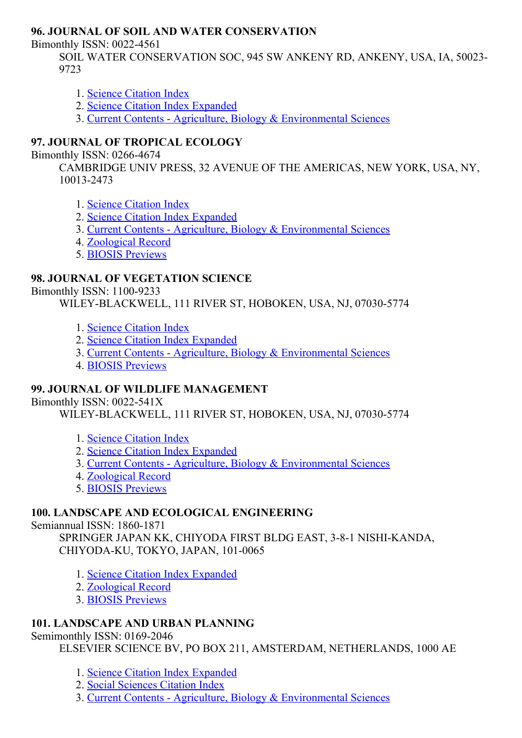**96. JOURNAL OF SOIL AND WATER CONSERVATION**

Bimonthly ISSN: 0022-4561

SOIL WATER CONSERVATION SOC, 945 SW ANKENY RD, ANKENY, USA, IA, 50023-9723

1. Science Citation Index
2. Science Citation Index Expanded
3. Current Contents - Agriculture, Biology & Environmental Sciences

**97. JOURNAL OF TROPICAL ECOLOGY**

Bimonthly ISSN: 0266-4674

CAMBRIDGE UNIV PRESS, 32 AVENUE OF THE AMERICAS, NEW YORK, USA, NY, 10013-2473

1. Science Citation Index
2. Science Citation Index Expanded
3. Current Contents - Agriculture, Biology & Environmental Sciences
4. Zoological Record
5. BIOSIS Previews

**98. JOURNAL OF VEGETATION SCIENCE**

Bimonthly ISSN: 1100-9233

WILEY-BLACKWELL, 111 RIVER ST, HOBOKEN, USA, NJ, 07030-5774

1. Science Citation Index
2. Science Citation Index Expanded
3. Current Contents - Agriculture, Biology & Environmental Sciences
4. BIOSIS Previews

**99. JOURNAL OF WILDLIFE MANAGEMENT**

Bimonthly ISSN: 0022-541X

WILEY-BLACKWELL, 111 RIVER ST, HOBOKEN, USA, NJ, 07030-5774

1. Science Citation Index
2. Science Citation Index Expanded
3. Current Contents - Agriculture, Biology & Environmental Sciences
4. Zoological Record
5. BIOSIS Previews

**100. LANDSCAPE AND ECOLOGICAL ENGINEERING**

Semiannual ISSN: 1860-1871

SPRINGER JAPAN KK, CHIYODA FIRST BLDG EAST, 3-8-1 NISHI-KANDA, CHIYODA-KU, TOKYO, JAPAN, 101-0065

1. Science Citation Index Expanded
2. Zoological Record
3. BIOSIS Previews

**101. LANDSCAPE AND URBAN PLANNING**

Semimonthly ISSN: 0169-2046

ELSEVIER SCIENCE BV, PO BOX 211, AMSTERDAM, NETHERLANDS, 1000 AE

1. Science Citation Index Expanded
2. Social Sciences Citation Index
3. Current Contents - Agriculture, Biology & Environmental Sciences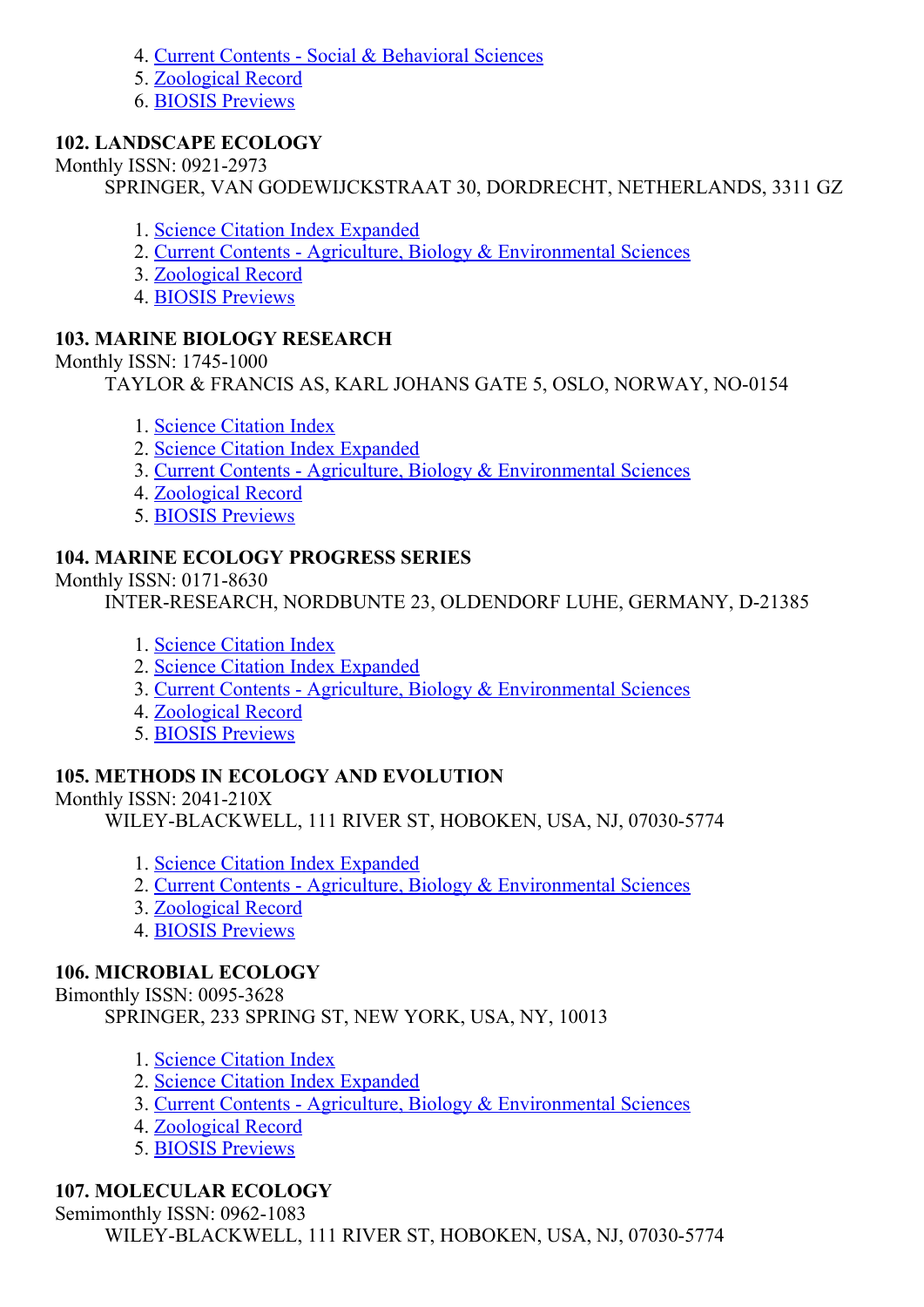4. Current Contents - Social & Behavioral Sciences
5. Zoological Record
6. BIOSIS Previews

### 102. LANDSCAPE ECOLOGY

Monthly ISSN: 0921-2973

SPRINGER, VAN GODEWIJCKSTRAAT 30, DORDRECHT, NETHERLANDS, 3311 GZ

1. Science Citation Index Expanded
2. Current Contents - Agriculture, Biology & Environmental Sciences
3. Zoological Record
4. BIOSIS Previews

### 103. MARINE BIOLOGY RESEARCH

Monthly ISSN: 1745-1000

TAYLOR & FRANCIS AS, KARL JOHANS GATE 5, OSLO, NORWAY, NO-0154

1. Science Citation Index
2. Science Citation Index Expanded
3. Current Contents - Agriculture, Biology & Environmental Sciences
4. Zoological Record
5. BIOSIS Previews

### 104. MARINE ECOLOGY PROGRESS SERIES

Monthly ISSN: 0171-8630

INTER-RESEARCH, NORDBUNTE 23, OLDENDORF LUHE, GERMANY, D-21385

1. Science Citation Index
2. Science Citation Index Expanded
3. Current Contents - Agriculture, Biology & Environmental Sciences
4. Zoological Record
5. BIOSIS Previews

### 105. METHODS IN ECOLOGY AND EVOLUTION

Monthly ISSN: 2041-210X

WILEY-BLACKWELL, 111 RIVER ST, HOBOKEN, USA, NJ, 07030-5774

1. Science Citation Index Expanded
2. Current Contents - Agriculture, Biology & Environmental Sciences
3. Zoological Record
4. BIOSIS Previews

### 106. MICROBIAL ECOLOGY

Bimonthly ISSN: 0095-3628

SPRINGER, 233 SPRING ST, NEW YORK, USA, NY, 10013

1. Science Citation Index
2. Science Citation Index Expanded
3. Current Contents - Agriculture, Biology & Environmental Sciences
4. Zoological Record
5. BIOSIS Previews

### 107. MOLECULAR ECOLOGY

Semimonthly ISSN: 0962-1083

WILEY-BLACKWELL, 111 RIVER ST, HOBOKEN, USA, NJ, 07030-5774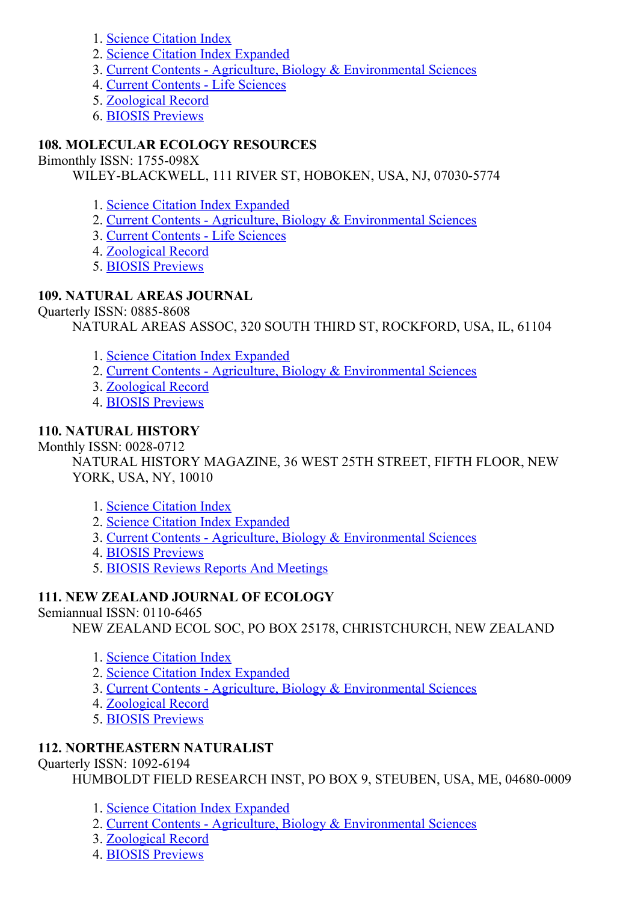1. Science Citation Index
2. Science Citation Index Expanded
3. Current Contents - Agriculture, Biology & Environmental Sciences
4. Current Contents - Life Sciences
5. Zoological Record
6. BIOSIS Previews

### 108. MOLECULAR ECOLOGY RESOURCES

Bimonthly ISSN: 1755-098X

WILEY-BLACKWELL, 111 RIVER ST, HOBOKEN, USA, NJ, 07030-5774

1. Science Citation Index Expanded
2. Current Contents - Agriculture, Biology & Environmental Sciences
3. Current Contents - Life Sciences
4. Zoological Record
5. BIOSIS Previews

### 109. NATURAL AREAS JOURNAL

Quarterly ISSN: 0885-8608

NATURAL AREAS ASSOC, 320 SOUTH THIRD ST, ROCKFORD, USA, IL, 61104

1. Science Citation Index Expanded
2. Current Contents - Agriculture, Biology & Environmental Sciences
3. Zoological Record
4. BIOSIS Previews

### 110. NATURAL HISTORY

Monthly ISSN: 0028-0712

NATURAL HISTORY MAGAZINE, 36 WEST 25TH STREET, FIFTH FLOOR, NEW YORK, USA, NY, 10010

1. Science Citation Index
2. Science Citation Index Expanded
3. Current Contents - Agriculture, Biology & Environmental Sciences
4. BIOSIS Previews
5. BIOSIS Reviews Reports And Meetings

### 111. NEW ZEALAND JOURNAL OF ECOLOGY

Semiannual ISSN: 0110-6465

NEW ZEALAND ECOL SOC, PO BOX 25178, CHRISTCHURCH, NEW ZEALAND

1. Science Citation Index
2. Science Citation Index Expanded
3. Current Contents - Agriculture, Biology & Environmental Sciences
4. Zoological Record
5. BIOSIS Previews

### 112. NORTHEASTERN NATURALIST

Quarterly ISSN: 1092-6194

HUMBOLDT FIELD RESEARCH INST, PO BOX 9, STEUBEN, USA, ME, 04680-0009

1. Science Citation Index Expanded
2. Current Contents - Agriculture, Biology & Environmental Sciences
3. Zoological Record
4. BIOSIS Previews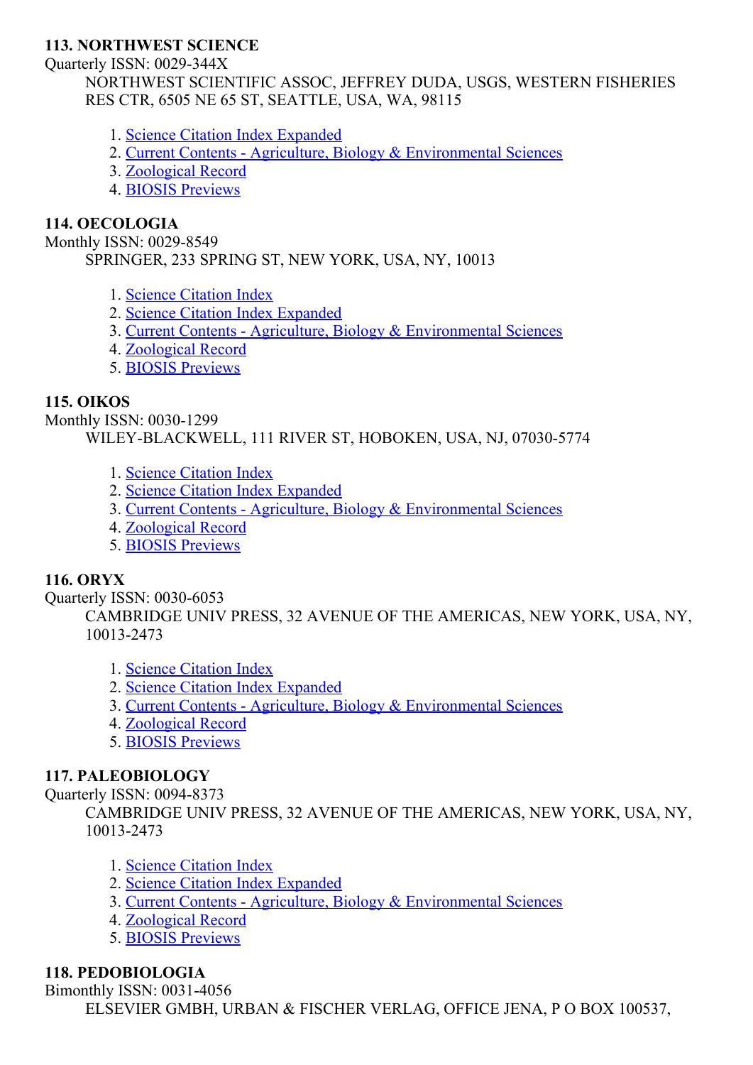**113. NORTHWEST SCIENCE**
Quarterly ISSN: 0029-344X
NORTHWEST SCIENTIFIC ASSOC, JEFFREY DUDA, USGS, WESTERN FISHERIES RES CTR, 6505 NE 65 ST, SEATTLE, USA, WA, 98115

1. Science Citation Index Expanded
2. Current Contents - Agriculture, Biology & Environmental Sciences
3. Zoological Record
4. BIOSIS Previews

**114. OECOLOGIA**
Monthly ISSN: 0029-8549
SPRINGER, 233 SPRING ST, NEW YORK, USA, NY, 10013

1. Science Citation Index
2. Science Citation Index Expanded
3. Current Contents - Agriculture, Biology & Environmental Sciences
4. Zoological Record
5. BIOSIS Previews

**115. OIKOS**
Monthly ISSN: 0030-1299
WILEY-BLACKWELL, 111 RIVER ST, HOBOKEN, USA, NJ, 07030-5774

1. Science Citation Index
2. Science Citation Index Expanded
3. Current Contents - Agriculture, Biology & Environmental Sciences
4. Zoological Record
5. BIOSIS Previews

**116. ORYX**
Quarterly ISSN: 0030-6053
CAMBRIDGE UNIV PRESS, 32 AVENUE OF THE AMERICAS, NEW YORK, USA, NY, 10013-2473

1. Science Citation Index
2. Science Citation Index Expanded
3. Current Contents - Agriculture, Biology & Environmental Sciences
4. Zoological Record
5. BIOSIS Previews

**117. PALEOBIOLOGY**
Quarterly ISSN: 0094-8373
CAMBRIDGE UNIV PRESS, 32 AVENUE OF THE AMERICAS, NEW YORK, USA, NY, 10013-2473

1. Science Citation Index
2. Science Citation Index Expanded
3. Current Contents - Agriculture, Biology & Environmental Sciences
4. Zoological Record
5. BIOSIS Previews

**118. PEDOBIOLOGIA**
Bimonthly ISSN: 0031-4056
ELSEVIER GMBH, URBAN & FISCHER VERLAG, OFFICE JENA, P O BOX 100537,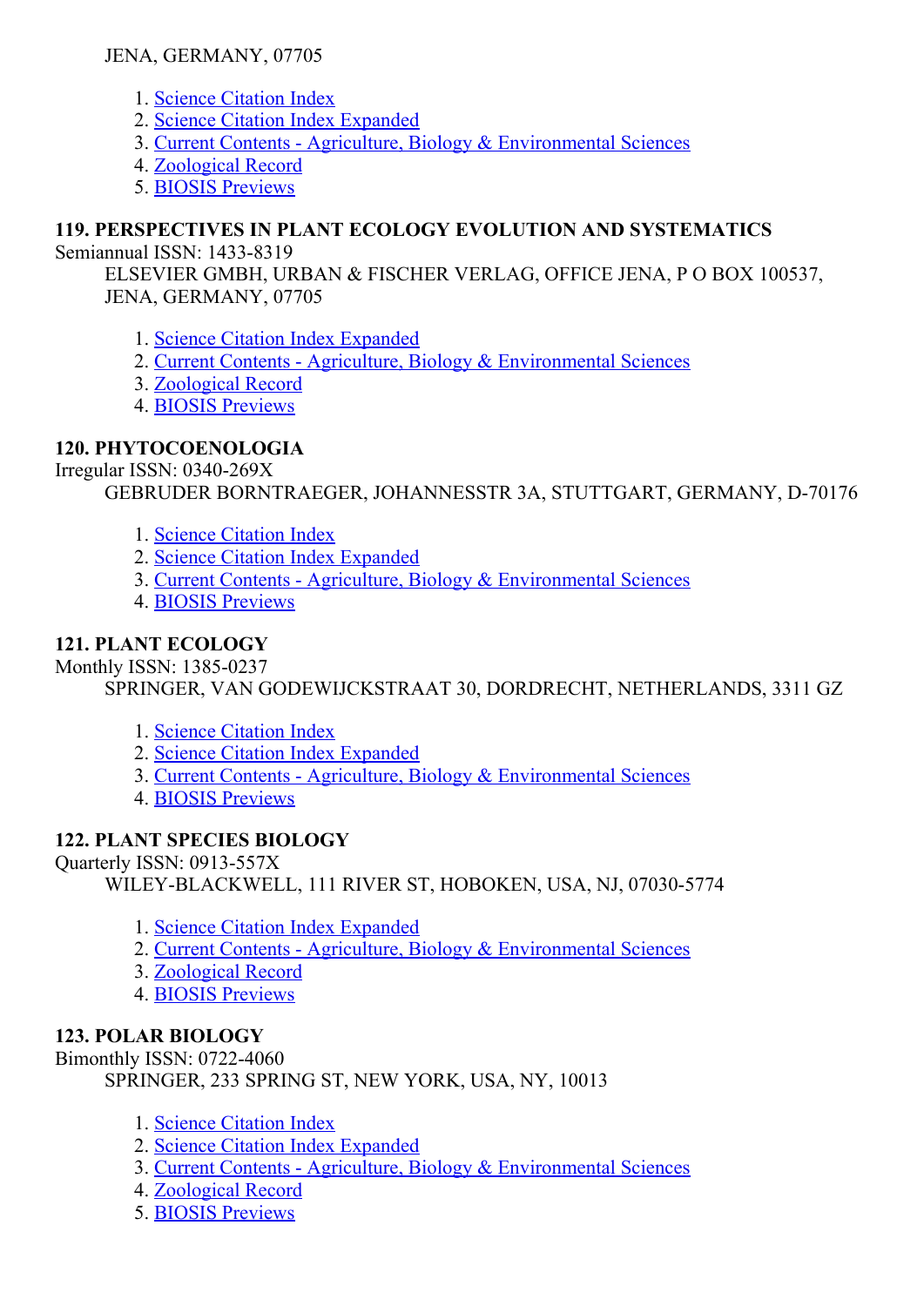JENA, GERMANY, 07705

1. Science Citation Index
2. Science Citation Index Expanded
3. Current Contents - Agriculture, Biology & Environmental Sciences
4. Zoological Record
5. BIOSIS Previews

### 119. PERSPECTIVES IN PLANT ECOLOGY EVOLUTION AND SYSTEMATICS

Semiannual ISSN: 1433-8319

ELSEVIER GMBH, URBAN & FISCHER VERLAG, OFFICE JENA, P O BOX 100537, JENA, GERMANY, 07705

1. Science Citation Index Expanded
2. Current Contents - Agriculture, Biology & Environmental Sciences
3. Zoological Record
4. BIOSIS Previews

### 120. PHYTOCOENOLOGIA

Irregular ISSN: 0340-269X

GEBRUDER BORNTRAEGER, JOHANNESSTR 3A, STUTTGART, GERMANY, D-70176

1. Science Citation Index
2. Science Citation Index Expanded
3. Current Contents - Agriculture, Biology & Environmental Sciences
4. BIOSIS Previews

### 121. PLANT ECOLOGY

Monthly ISSN: 1385-0237

SPRINGER, VAN GODEWIJCKSTRAAT 30, DORDRECHT, NETHERLANDS, 3311 GZ

1. Science Citation Index
2. Science Citation Index Expanded
3. Current Contents - Agriculture, Biology & Environmental Sciences
4. BIOSIS Previews

### 122. PLANT SPECIES BIOLOGY

Quarterly ISSN: 0913-557X

WILEY-BLACKWELL, 111 RIVER ST, HOBOKEN, USA, NJ, 07030-5774

1. Science Citation Index Expanded
2. Current Contents - Agriculture, Biology & Environmental Sciences
3. Zoological Record
4. BIOSIS Previews

### 123. POLAR BIOLOGY

Bimonthly ISSN: 0722-4060

SPRINGER, 233 SPRING ST, NEW YORK, USA, NY, 10013

1. Science Citation Index
2. Science Citation Index Expanded
3. Current Contents - Agriculture, Biology & Environmental Sciences
4. Zoological Record
5. BIOSIS Previews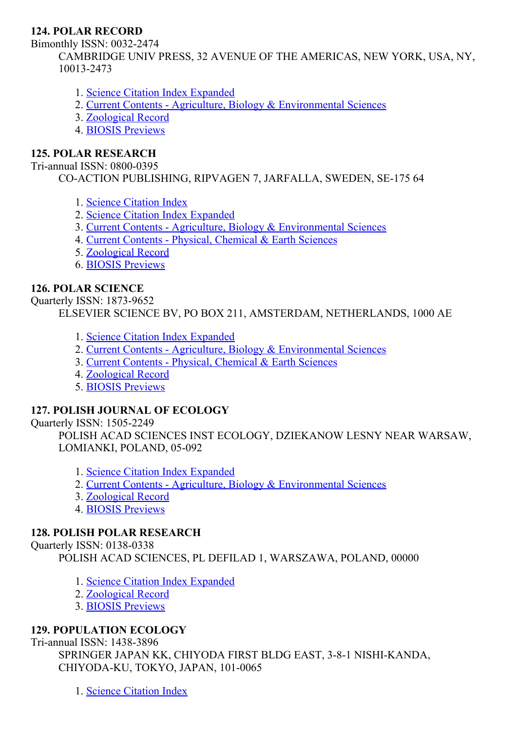**124. POLAR RECORD**

Bimonthly ISSN: 0032-2474

CAMBRIDGE UNIV PRESS, 32 AVENUE OF THE AMERICAS, NEW YORK, USA, NY, 10013-2473

1. Science Citation Index Expanded
2. Current Contents - Agriculture, Biology & Environmental Sciences
3. Zoological Record
4. BIOSIS Previews

**125. POLAR RESEARCH**

Tri-annual ISSN: 0800-0395

CO-ACTION PUBLISHING, RIPVAGEN 7, JARFALLA, SWEDEN, SE-175 64

1. Science Citation Index
2. Science Citation Index Expanded
3. Current Contents - Agriculture, Biology & Environmental Sciences
4. Current Contents - Physical, Chemical & Earth Sciences
5. Zoological Record
6. BIOSIS Previews

**126. POLAR SCIENCE**

Quarterly ISSN: 1873-9652

ELSEVIER SCIENCE BV, PO BOX 211, AMSTERDAM, NETHERLANDS, 1000 AE

1. Science Citation Index Expanded
2. Current Contents - Agriculture, Biology & Environmental Sciences
3. Current Contents - Physical, Chemical & Earth Sciences
4. Zoological Record
5. BIOSIS Previews

**127. POLISH JOURNAL OF ECOLOGY**

Quarterly ISSN: 1505-2249

POLISH ACAD SCIENCES INST ECOLOGY, DZIEKANOW LESNY NEAR WARSAW, LOMIANKI, POLAND, 05-092

1. Science Citation Index Expanded
2. Current Contents - Agriculture, Biology & Environmental Sciences
3. Zoological Record
4. BIOSIS Previews

**128. POLISH POLAR RESEARCH**

Quarterly ISSN: 0138-0338

POLISH ACAD SCIENCES, PL DEFILAD 1, WARSZAWA, POLAND, 00000

1. Science Citation Index Expanded
2. Zoological Record
3. BIOSIS Previews

**129. POPULATION ECOLOGY**

Tri-annual ISSN: 1438-3896

SPRINGER JAPAN KK, CHIYODA FIRST BLDG EAST, 3-8-1 NISHI-KANDA, CHIYODA-KU, TOKYO, JAPAN, 101-0065

1. Science Citation Index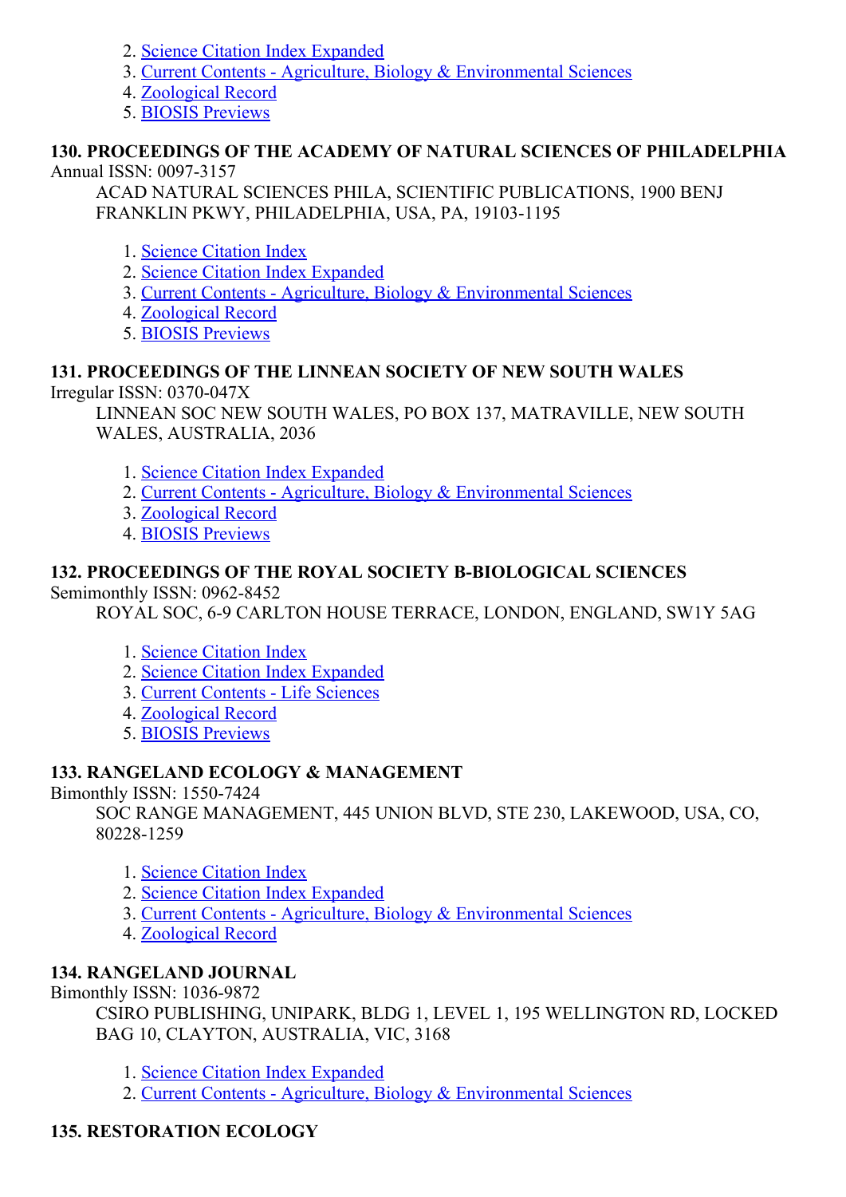2. Science Citation Index Expanded
3. Current Contents - Agriculture, Biology & Environmental Sciences
4. Zoological Record
5. BIOSIS Previews

### 130. PROCEEDINGS OF THE ACADEMY OF NATURAL SCIENCES OF PHILADELPHIA

Annual ISSN: 0097-3157

ACAD NATURAL SCIENCES PHILA, SCIENTIFIC PUBLICATIONS, 1900 BENJ FRANKLIN PKWY, PHILADELPHIA, USA, PA, 19103-1195

1. Science Citation Index
2. Science Citation Index Expanded
3. Current Contents - Agriculture, Biology & Environmental Sciences
4. Zoological Record
5. BIOSIS Previews

### 131. PROCEEDINGS OF THE LINNEAN SOCIETY OF NEW SOUTH WALES

Irregular ISSN: 0370-047X

LINNEAN SOC NEW SOUTH WALES, PO BOX 137, MATRAVILLE, NEW SOUTH WALES, AUSTRALIA, 2036

1. Science Citation Index Expanded
2. Current Contents - Agriculture, Biology & Environmental Sciences
3. Zoological Record
4. BIOSIS Previews

### 132. PROCEEDINGS OF THE ROYAL SOCIETY B-BIOLOGICAL SCIENCES

Semimonthly ISSN: 0962-8452

ROYAL SOC, 6-9 CARLTON HOUSE TERRACE, LONDON, ENGLAND, SW1Y 5AG

1. Science Citation Index
2. Science Citation Index Expanded
3. Current Contents - Life Sciences
4. Zoological Record
5. BIOSIS Previews

### 133. RANGELAND ECOLOGY & MANAGEMENT

Bimonthly ISSN: 1550-7424

SOC RANGE MANAGEMENT, 445 UNION BLVD, STE 230, LAKEWOOD, USA, CO, 80228-1259

1. Science Citation Index
2. Science Citation Index Expanded
3. Current Contents - Agriculture, Biology & Environmental Sciences
4. Zoological Record

### 134. RANGELAND JOURNAL

Bimonthly ISSN: 1036-9872

CSIRO PUBLISHING, UNIPARK, BLDG 1, LEVEL 1, 195 WELLINGTON RD, LOCKED BAG 10, CLAYTON, AUSTRALIA, VIC, 3168

1. Science Citation Index Expanded
2. Current Contents - Agriculture, Biology & Environmental Sciences

### 135. RESTORATION ECOLOGY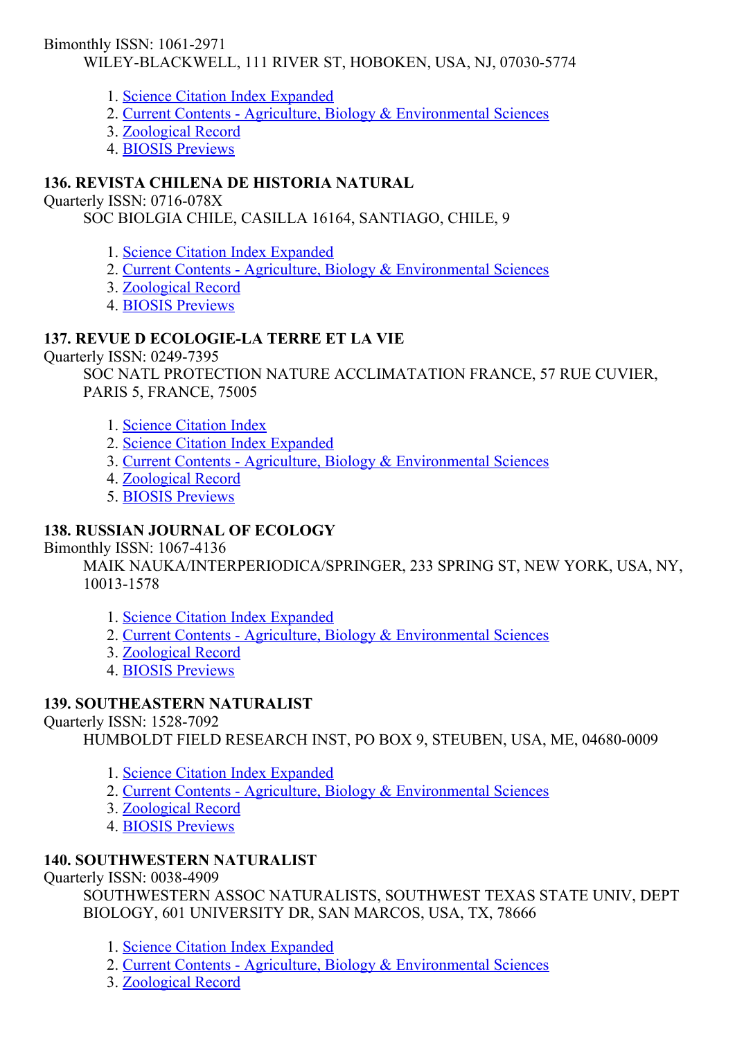Bimonthly ISSN: 1061-2971
WILEY-BLACKWELL, 111 RIVER ST, HOBOKEN, USA, NJ, 07030-5774

1. Science Citation Index Expanded
2. Current Contents - Agriculture, Biology & Environmental Sciences
3. Zoological Record
4. BIOSIS Previews

**136. REVISTA CHILENA DE HISTORIA NATURAL**

Quarterly ISSN: 0716-078X
SOC BIOLGIA CHILE, CASILLA 16164, SANTIAGO, CHILE, 9

1. Science Citation Index Expanded
2. Current Contents - Agriculture, Biology & Environmental Sciences
3. Zoological Record
4. BIOSIS Previews

**137. REVUE D ECOLOGIE-LA TERRE ET LA VIE**

Quarterly ISSN: 0249-7395
SOC NATL PROTECTION NATURE ACCLIMATATION FRANCE, 57 RUE CUVIER, PARIS 5, FRANCE, 75005

1. Science Citation Index
2. Science Citation Index Expanded
3. Current Contents - Agriculture, Biology & Environmental Sciences
4. Zoological Record
5. BIOSIS Previews

**138. RUSSIAN JOURNAL OF ECOLOGY**

Bimonthly ISSN: 1067-4136
MAIK NAUKA/INTERPERIODICA/SPRINGER, 233 SPRING ST, NEW YORK, USA, NY, 10013-1578

1. Science Citation Index Expanded
2. Current Contents - Agriculture, Biology & Environmental Sciences
3. Zoological Record
4. BIOSIS Previews

**139. SOUTHEASTERN NATURALIST**

Quarterly ISSN: 1528-7092
HUMBOLDT FIELD RESEARCH INST, PO BOX 9, STEUBEN, USA, ME, 04680-0009

1. Science Citation Index Expanded
2. Current Contents - Agriculture, Biology & Environmental Sciences
3. Zoological Record
4. BIOSIS Previews

**140. SOUTHWESTERN NATURALIST**

Quarterly ISSN: 0038-4909
SOUTHWESTERN ASSOC NATURALISTS, SOUTHWEST TEXAS STATE UNIV, DEPT BIOLOGY, 601 UNIVERSITY DR, SAN MARCOS, USA, TX, 78666

1. Science Citation Index Expanded
2. Current Contents - Agriculture, Biology & Environmental Sciences
3. Zoological Record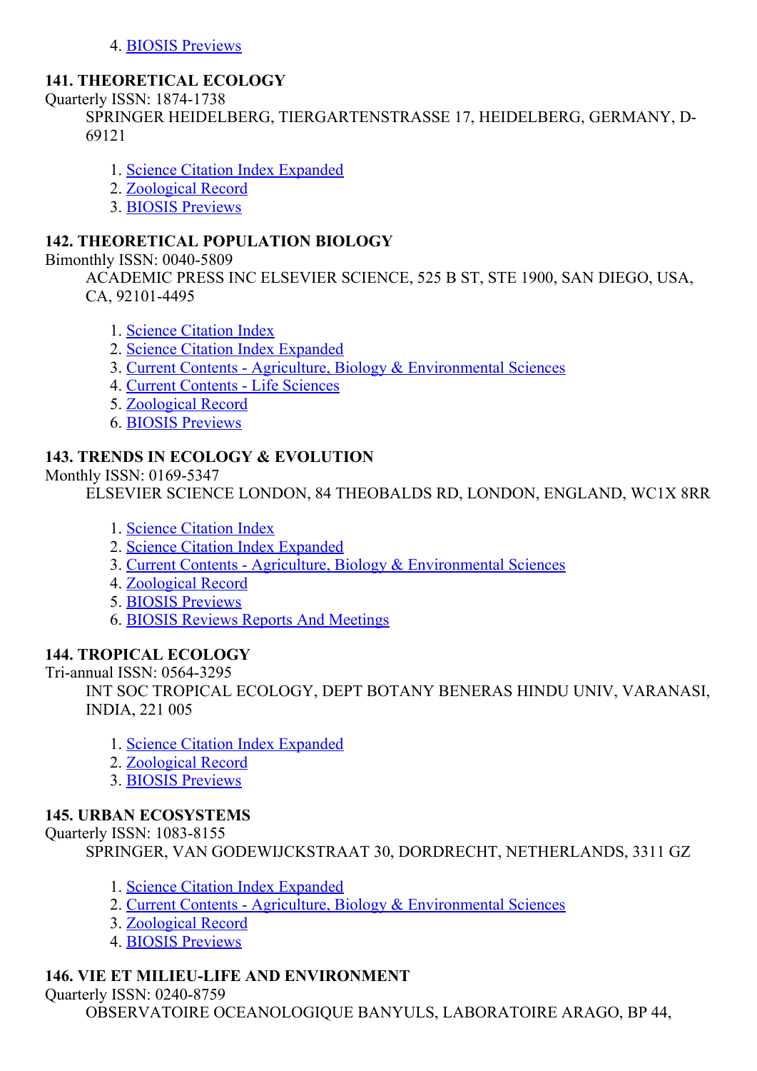4. BIOSIS Previews

**141. THEORETICAL ECOLOGY**

Quarterly ISSN: 1874-1738

SPRINGER HEIDELBERG, TIERGARTENSTRASSE 17, HEIDELBERG, GERMANY, D-69121

1. Science Citation Index Expanded
2. Zoological Record
3. BIOSIS Previews

**142. THEORETICAL POPULATION BIOLOGY**

Bimonthly ISSN: 0040-5809

ACADEMIC PRESS INC ELSEVIER SCIENCE, 525 B ST, STE 1900, SAN DIEGO, USA, CA, 92101-4495

1. Science Citation Index
2. Science Citation Index Expanded
3. Current Contents - Agriculture, Biology & Environmental Sciences
4. Current Contents - Life Sciences
5. Zoological Record
6. BIOSIS Previews

**143. TRENDS IN ECOLOGY & EVOLUTION**

Monthly ISSN: 0169-5347

ELSEVIER SCIENCE LONDON, 84 THEOBALDS RD, LONDON, ENGLAND, WC1X 8RR

1. Science Citation Index
2. Science Citation Index Expanded
3. Current Contents - Agriculture, Biology & Environmental Sciences
4. Zoological Record
5. BIOSIS Previews
6. BIOSIS Reviews Reports And Meetings

**144. TROPICAL ECOLOGY**

Tri-annual ISSN: 0564-3295

INT SOC TROPICAL ECOLOGY, DEPT BOTANY BENERAS HINDU UNIV, VARANASI, INDIA, 221 005

1. Science Citation Index Expanded
2. Zoological Record
3. BIOSIS Previews

**145. URBAN ECOSYSTEMS**

Quarterly ISSN: 1083-8155

SPRINGER, VAN GODEWIJCKSTRAAT 30, DORDRECHT, NETHERLANDS, 3311 GZ

1. Science Citation Index Expanded
2. Current Contents - Agriculture, Biology & Environmental Sciences
3. Zoological Record
4. BIOSIS Previews

**146. VIE ET MILIEU-LIFE AND ENVIRONMENT**

Quarterly ISSN: 0240-8759

OBSERVATOIRE OCEANOLOGIQUE BANYULS, LABORATOIRE ARAGO, BP 44,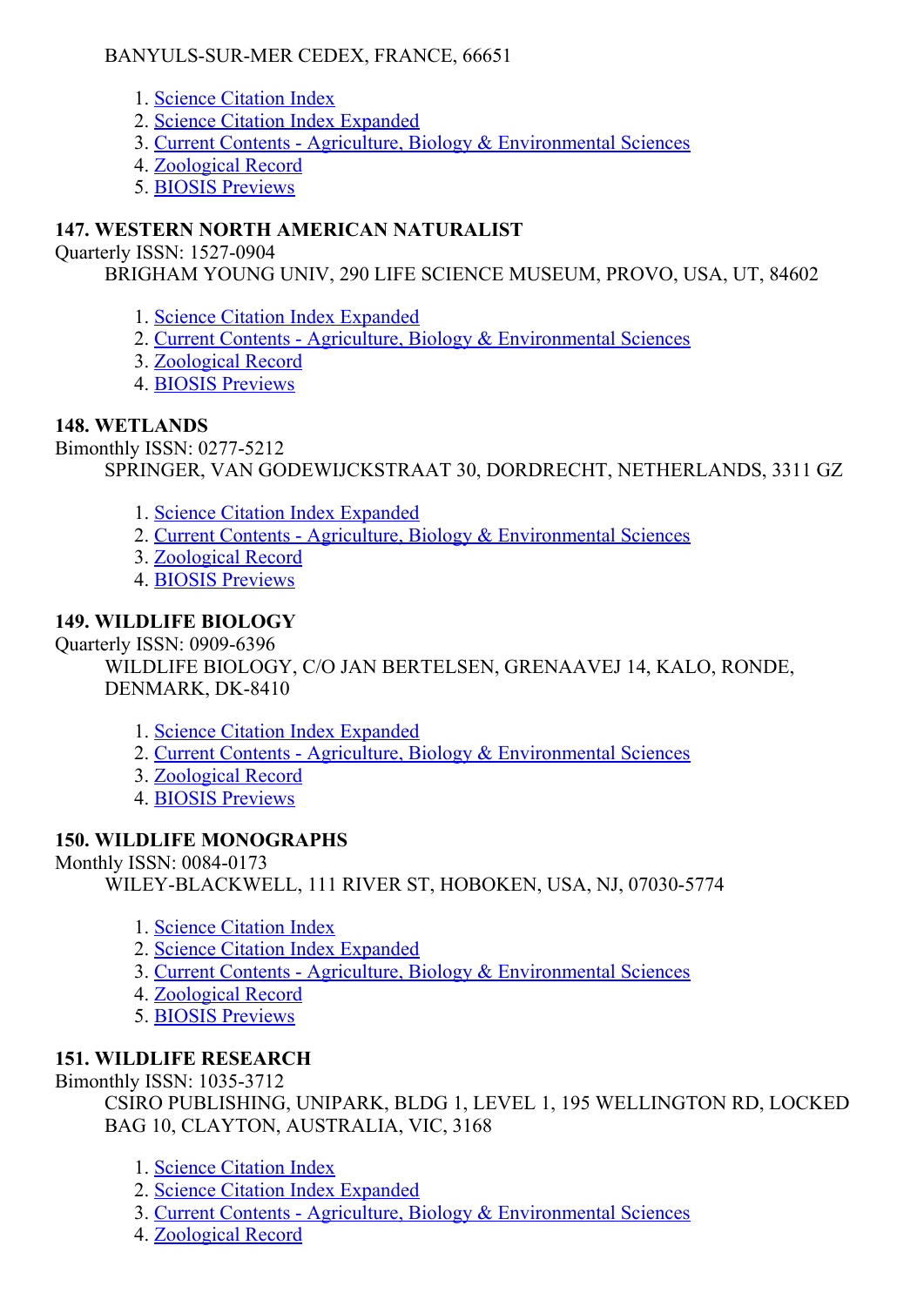BANYULS-SUR-MER CEDEX, FRANCE, 66651

1. Science Citation Index
2. Science Citation Index Expanded
3. Current Contents - Agriculture, Biology & Environmental Sciences
4. Zoological Record
5. BIOSIS Previews

**147. WESTERN NORTH AMERICAN NATURALIST**

Quarterly ISSN: 1527-0904

BRIGHAM YOUNG UNIV, 290 LIFE SCIENCE MUSEUM, PROVO, USA, UT, 84602

1. Science Citation Index Expanded
2. Current Contents - Agriculture, Biology & Environmental Sciences
3. Zoological Record
4. BIOSIS Previews

**148. WETLANDS**

Bimonthly ISSN: 0277-5212

SPRINGER, VAN GODEWIJCKSTRAAT 30, DORDRECHT, NETHERLANDS, 3311 GZ

1. Science Citation Index Expanded
2. Current Contents - Agriculture, Biology & Environmental Sciences
3. Zoological Record
4. BIOSIS Previews

**149. WILDLIFE BIOLOGY**

Quarterly ISSN: 0909-6396

WILDLIFE BIOLOGY, C/O JAN BERTELSEN, GRENAAVEJ 14, KALO, RONDE, DENMARK, DK-8410

1. Science Citation Index Expanded
2. Current Contents - Agriculture, Biology & Environmental Sciences
3. Zoological Record
4. BIOSIS Previews

**150. WILDLIFE MONOGRAPHS**

Monthly ISSN: 0084-0173

WILEY-BLACKWELL, 111 RIVER ST, HOBOKEN, USA, NJ, 07030-5774

1. Science Citation Index
2. Science Citation Index Expanded
3. Current Contents - Agriculture, Biology & Environmental Sciences
4. Zoological Record
5. BIOSIS Previews

**151. WILDLIFE RESEARCH**

Bimonthly ISSN: 1035-3712

CSIRO PUBLISHING, UNIPARK, BLDG 1, LEVEL 1, 195 WELLINGTON RD, LOCKED BAG 10, CLAYTON, AUSTRALIA, VIC, 3168

1. Science Citation Index
2. Science Citation Index Expanded
3. Current Contents - Agriculture, Biology & Environmental Sciences
4. Zoological Record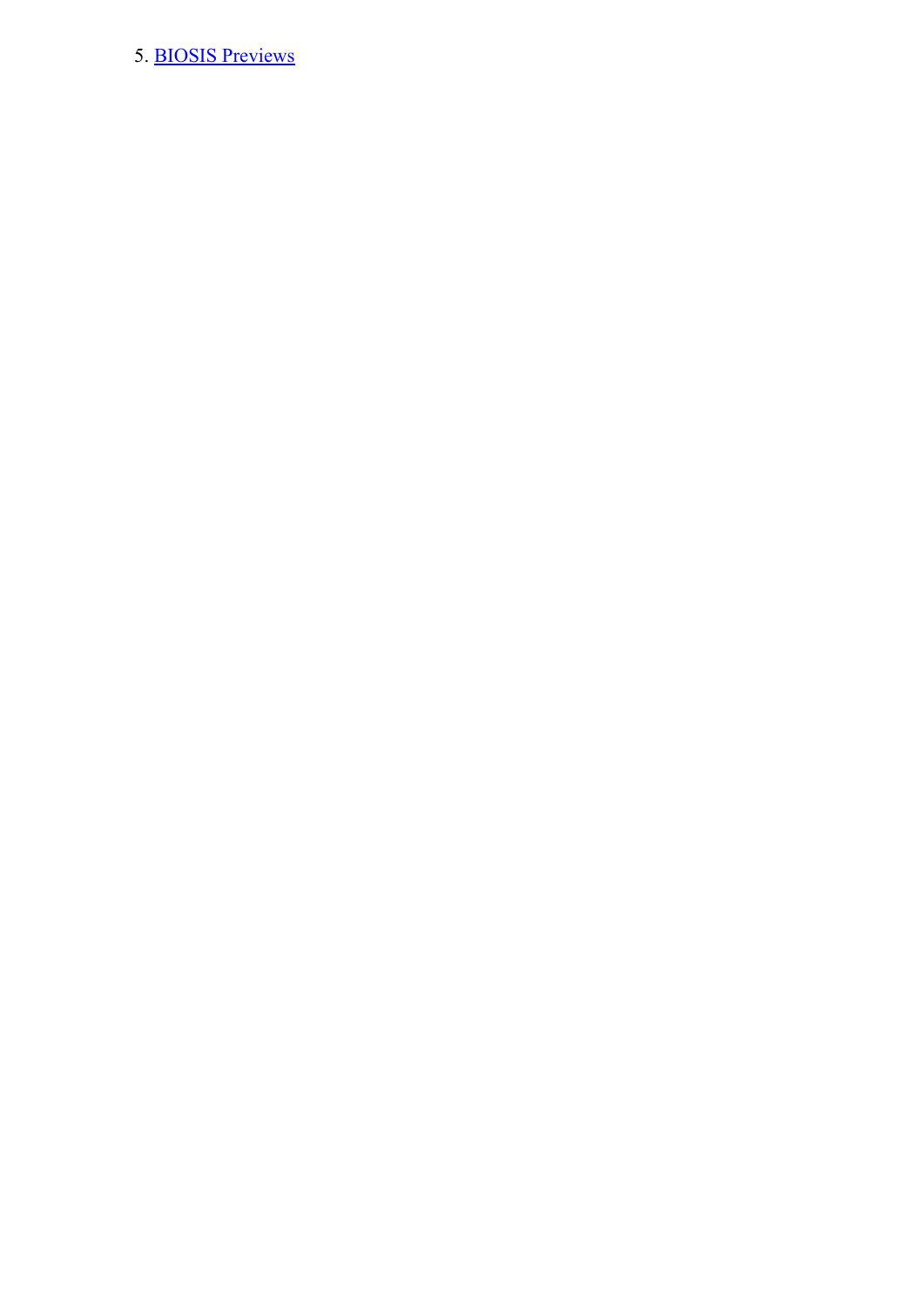5. BIOSIS Previews